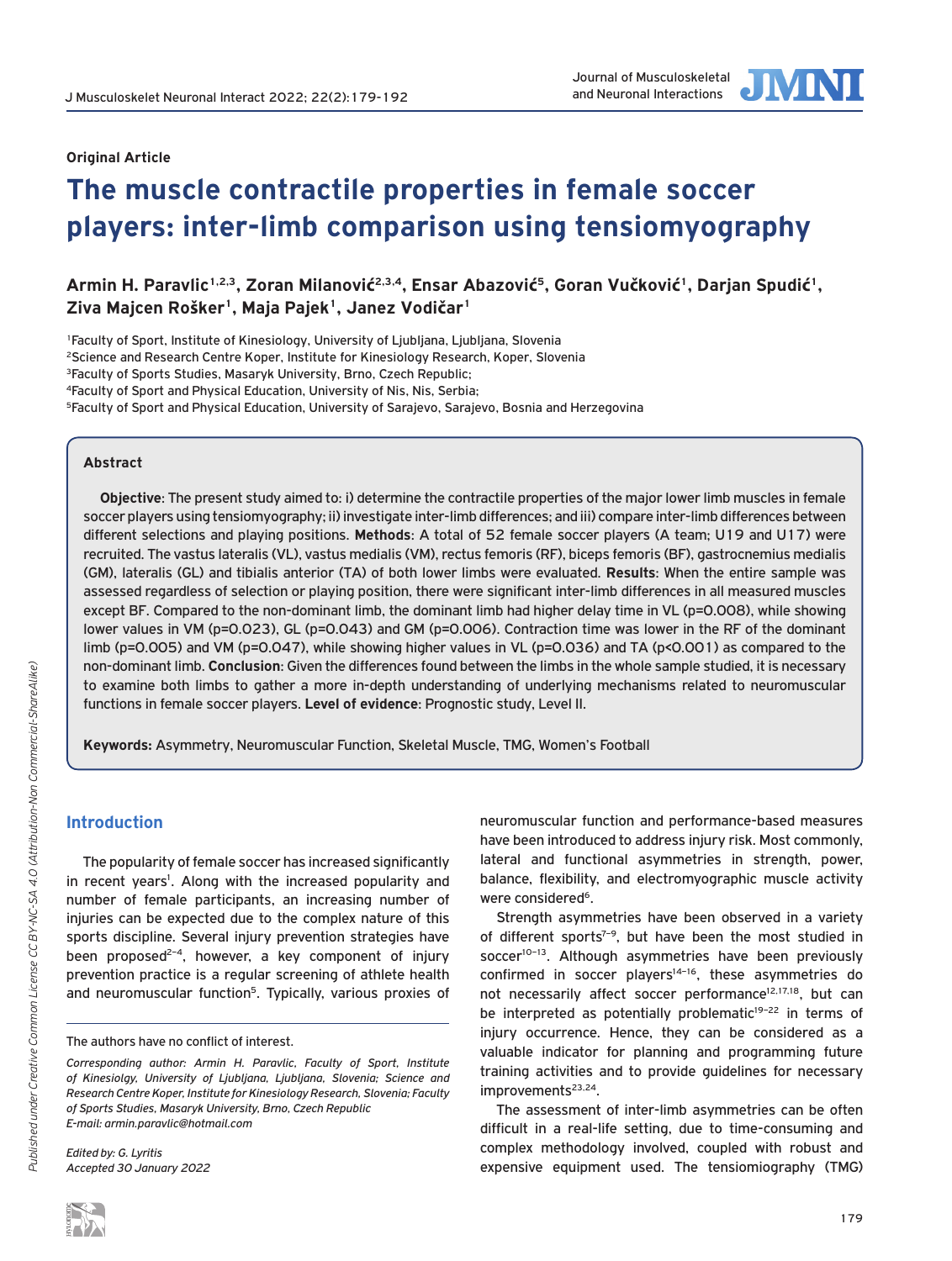Original Article

# The muscle contractile properties in female soccer players: inter-limb comparison using tensiomyography

**Armin H. Paravlic[1,2,3], Zoran Milanović[2,3,4], Ensar Abazović[5], Goran Vučković[1], Darjan Spudić[1], Ziva Majcen Rošker[1], Maja Pajek[1], Janez Vodičar[1]**

[1]Faculty of Sport, Institute of Kinesiology, University of Ljubljana, Ljubljana, Slovenia
[2]Science and Research Centre Koper, Institute for Kinesiology Research, Koper, Slovenia
[3]Faculty of Sports Studies, Masaryk University, Brno, Czech Republic;
[4]Faculty of Sport and Physical Education, University of Nis, Nis, Serbia;
[5]Faculty of Sport and Physical Education, University of Sarajevo, Sarajevo, Bosnia and Herzegovina

## Abstract

**Objective**: The present study aimed to: i) determine the contractile properties of the major lower limb muscles in female soccer players using tensiomyography; ii) investigate inter-limb differences; and iii) compare inter-limb differences between different selections and playing positions. **Methods**: A total of 52 female soccer players (A team; U19 and U17) were recruited. The vastus lateralis (VL), vastus medialis (VM), rectus femoris (RF), biceps femoris (BF), gastrocnemius medialis (GM), lateralis (GL) and tibialis anterior (TA) of both lower limbs were evaluated. **Results**: When the entire sample was assessed regardless of selection or playing position, there were significant inter-limb differences in all measured muscles except BF. Compared to the non-dominant limb, the dominant limb had higher delay time in VL (p=0.008), while showing lower values in VM (p=0.023), GL (p=0.043) and GM (p=0.006). Contraction time was lower in the RF of the dominant limb (p=0.005) and VM (p=0.047), while showing higher values in VL (p=0.036) and TA (p<0.001) as compared to the non-dominant limb. **Conclusion**: Given the differences found between the limbs in the whole sample studied, it is necessary to examine both limbs to gather a more in-depth understanding of underlying mechanisms related to neuromuscular functions in female soccer players. **Level of evidence**: Prognostic study, Level II.

**Keywords:** Asymmetry, Neuromuscular Function, Skeletal Muscle, TMG, Women's Football

## Introduction

The popularity of female soccer has increased significantly in recent years[1]. Along with the increased popularity and number of female participants, an increasing number of injuries can be expected due to the complex nature of this sports discipline. Several injury prevention strategies have been proposed[2–4], however, a key component of injury prevention practice is a regular screening of athlete health and neuromuscular function[5]. Typically, various proxies of neuromuscular function and performance-based measures have been introduced to address injury risk. Most commonly, lateral and functional asymmetries in strength, power, balance, flexibility, and electromyographic muscle activity were considered[6].

Strength asymmetries have been observed in a variety of different sports[7–9], but have been the most studied in soccer[10–13]. Although asymmetries have been previously confirmed in soccer players[14–16], these asymmetries do not necessarily affect soccer performance[12,17,18], but can be interpreted as potentially problematic[19–22] in terms of injury occurrence. Hence, they can be considered as a valuable indicator for planning and programming future training activities and to provide guidelines for necessary improvements[23,24].

The assessment of inter-limb asymmetries can be often difficult in a real-life setting, due to time-consuming and complex methodology involved, coupled with robust and expensive equipment used. The tensiomiography (TMG)

The authors have no conflict of interest.

*Corresponding author: Armin H. Paravlic, Faculty of Sport, Institute of Kinesiolgy, University of Ljubljana, Ljubljana, Slovenia; Science and Research Centre Koper, Institute for Kinesiology Research, Slovenia; Faculty of Sports Studies, Masaryk University, Brno, Czech Republic*
*E-mail: armin.paravlic@hotmail.com*

*Edited by: G. Lyritis*
*Accepted 30 January 2022*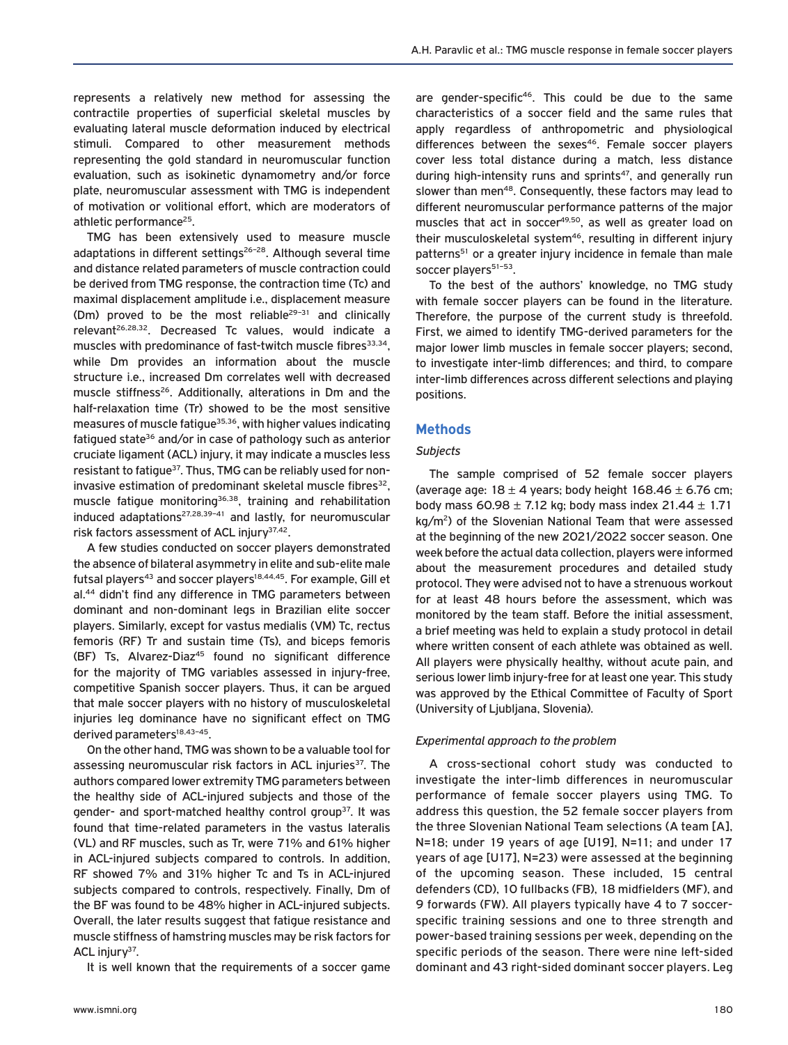represents a relatively new method for assessing the contractile properties of superficial skeletal muscles by evaluating lateral muscle deformation induced by electrical stimuli. Compared to other measurement methods representing the gold standard in neuromuscular function evaluation, such as isokinetic dynamometry and/or force plate, neuromuscular assessment with TMG is independent of motivation or volitional effort, which are moderators of athletic performance[25].

TMG has been extensively used to measure muscle adaptations in different settings[26–28]. Although several time and distance related parameters of muscle contraction could be derived from TMG response, the contraction time (Tc) and maximal displacement amplitude i.e., displacement measure (Dm) proved to be the most reliable[29–31] and clinically relevant[26,28,32]. Decreased Tc values, would indicate a muscles with predominance of fast-twitch muscle fibres[33,34], while Dm provides an information about the muscle structure i.e., increased Dm correlates well with decreased muscle stiffness[26]. Additionally, alterations in Dm and the half-relaxation time (Tr) showed to be the most sensitive measures of muscle fatigue[35,36], with higher values indicating fatigued state[36] and/or in case of pathology such as anterior cruciate ligament (ACL) injury, it may indicate a muscles less resistant to fatigue[37]. Thus, TMG can be reliably used for non-invasive estimation of predominant skeletal muscle fibres[32], muscle fatigue monitoring[36,38], training and rehabilitation induced adaptations[27,28,39–41] and lastly, for neuromuscular risk factors assessment of ACL injury[37,42].

A few studies conducted on soccer players demonstrated the absence of bilateral asymmetry in elite and sub-elite male futsal players[43] and soccer players[18,44,45]. For example, Gill et al.[44] didn't find any difference in TMG parameters between dominant and non-dominant legs in Brazilian elite soccer players. Similarly, except for vastus medialis (VM) Tc, rectus femoris (RF) Tr and sustain time (Ts), and biceps femoris (BF) Ts, Alvarez-Diaz[45] found no significant difference for the majority of TMG variables assessed in injury-free, competitive Spanish soccer players. Thus, it can be argued that male soccer players with no history of musculoskeletal injuries leg dominance have no significant effect on TMG derived parameters[18,43–45].

On the other hand, TMG was shown to be a valuable tool for assessing neuromuscular risk factors in ACL injuries[37]. The authors compared lower extremity TMG parameters between the healthy side of ACL-injured subjects and those of the gender- and sport-matched healthy control group[37]. It was found that time-related parameters in the vastus lateralis (VL) and RF muscles, such as Tr, were 71% and 61% higher in ACL-injured subjects compared to controls. In addition, RF showed 7% and 31% higher Tc and Ts in ACL-injured subjects compared to controls, respectively. Finally, Dm of the BF was found to be 48% higher in ACL-injured subjects. Overall, the later results suggest that fatigue resistance and muscle stiffness of hamstring muscles may be risk factors for ACL injury[37].

It is well known that the requirements of a soccer game are gender-specific[46]. This could be due to the same characteristics of a soccer field and the same rules that apply regardless of anthropometric and physiological differences between the sexes[46]. Female soccer players cover less total distance during a match, less distance during high-intensity runs and sprints[47], and generally run slower than men[48]. Consequently, these factors may lead to different neuromuscular performance patterns of the major muscles that act in soccer[49,50], as well as greater load on their musculoskeletal system[46], resulting in different injury patterns[51] or a greater injury incidence in female than male soccer players[51–53].

To the best of the authors' knowledge, no TMG study with female soccer players can be found in the literature. Therefore, the purpose of the current study is threefold. First, we aimed to identify TMG-derived parameters for the major lower limb muscles in female soccer players; second, to investigate inter-limb differences; and third, to compare inter-limb differences across different selections and playing positions.

## Methods

### *Subjects*

The sample comprised of 52 female soccer players (average age: 18 ± 4 years; body height 168.46 ± 6.76 cm; body mass 60.98 ± 7.12 kg; body mass index 21.44 ± 1.71 kg/m$^2$) of the Slovenian National Team that were assessed at the beginning of the new 2021/2022 soccer season. One week before the actual data collection, players were informed about the measurement procedures and detailed study protocol. They were advised not to have a strenuous workout for at least 48 hours before the assessment, which was monitored by the team staff. Before the initial assessment, a brief meeting was held to explain a study protocol in detail where written consent of each athlete was obtained as well. All players were physically healthy, without acute pain, and serious lower limb injury-free for at least one year. This study was approved by the Ethical Committee of Faculty of Sport (University of Ljubljana, Slovenia).

### *Experimental approach to the problem*

A cross-sectional cohort study was conducted to investigate the inter-limb differences in neuromuscular performance of female soccer players using TMG. To address this question, the 52 female soccer players from the three Slovenian National Team selections (A team [A], N=18; under 19 years of age [U19], N=11; and under 17 years of age [U17], N=23) were assessed at the beginning of the upcoming season. These included, 15 central defenders (CD), 10 fullbacks (FB), 18 midfielders (MF), and 9 forwards (FW). All players typically have 4 to 7 soccer-specific training sessions and one to three strength and power-based training sessions per week, depending on the specific periods of the season. There were nine left-sided dominant and 43 right-sided dominant soccer players. Leg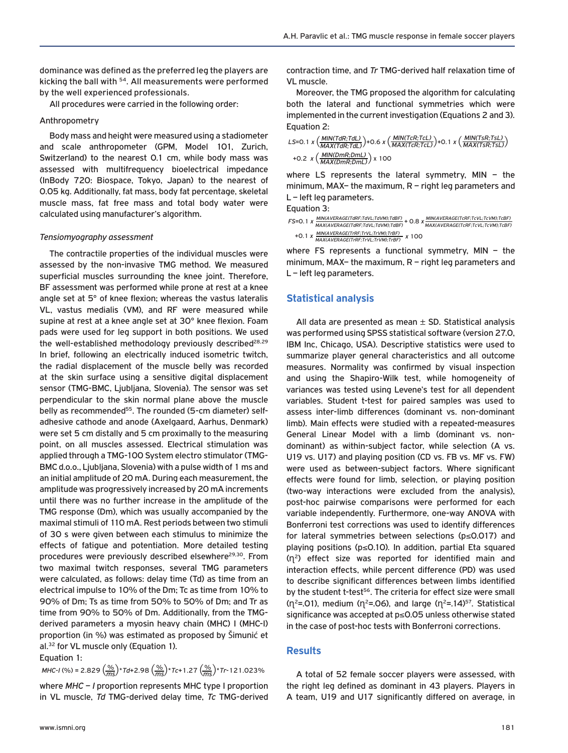dominance was defined as the preferred leg the players are kicking the ball with [54]. All measurements were performed by the well experienced professionals.

All procedures were carried in the following order:

Anthropometry

Body mass and height were measured using a stadiometer and scale anthropometer (GPM, Model 101, Zurich, Switzerland) to the nearest 0.1 cm, while body mass was assessed with multifrequency bioelectrical impedance (InBody 720: Biospace, Tokyo, Japan) to the nearest of 0.05 kg. Additionally, fat mass, body fat percentage, skeletal muscle mass, fat free mass and total body water were calculated using manufacturer's algorithm.

*Tensiomyography assessment*

The contractile properties of the individual muscles were assessed by the non-invasive TMG method. We measured superficial muscles surrounding the knee joint. Therefore, BF assessment was performed while prone at rest at a knee angle set at 5° of knee flexion; whereas the vastus lateralis VL, vastus medialis (VM), and RF were measured while supine at rest at a knee angle set at 30° knee flexion. Foam pads were used for leg support in both positions. We used the well-established methodology previously described[28,29] In brief, following an electrically induced isometric twitch, the radial displacement of the muscle belly was recorded at the skin surface using a sensitive digital displacement sensor (TMG-BMC, Ljubljana, Slovenia). The sensor was set perpendicular to the skin normal plane above the muscle belly as recommended[55]. The rounded (5-cm diameter) self-adhesive cathode and anode (Axelgaard, Aarhus, Denmark) were set 5 cm distally and 5 cm proximally to the measuring point, on all muscles assessed. Electrical stimulation was applied through a TMG-100 System electro stimulator (TMG-BMC d.o.o., Ljubljana, Slovenia) with a pulse width of 1 ms and an initial amplitude of 20 mA. During each measurement, the amplitude was progressively increased by 20 mA increments until there was no further increase in the amplitude of the TMG response (Dm), which was usually accompanied by the maximal stimuli of 110 mA. Rest periods between two stimuli of 30 s were given between each stimulus to minimize the effects of fatigue and potentiation. More detailed testing procedures were previously described elsewhere[29,30]. From two maximal twitch responses, several TMG parameters were calculated, as follows: delay time (Td) as time from an electrical impulse to 10% of the Dm; Tc as time from 10% to 90% of Dm; Ts as time from 50% to 50% of Dm; and Tr as time from 90% to 50% of Dm. Additionally, from the TMG-derived parameters a myosin heavy chain (MHC) I (MHC-I) proportion (in %) was estimated as proposed by Šimunić et al.[32] for VL muscle only (Equation 1).

Equation 1:

$$MHC\text{-}I\ (\%) = 2.829\left(\frac{\%}{ms}\right)*Td+2.98\left(\frac{\%}{ms}\right)*Tc+1.27\left(\frac{\%}{ms}\right)*Tr-121.023\%$$

where *MHC – I* proportion represents MHC type I proportion in VL muscle, *Td* TMG-derived delay time, *Tc* TMG-derived contraction time, and *Tr* TMG-derived half relaxation time of VL muscle.

Moreover, the TMG proposed the algorithm for calculating both the lateral and functional symmetries which were implemented in the current investigation (Equations 2 and 3). Equation 2:

$$LS=0.1\ x\left(\frac{MIN(TdR;TdL)}{MAX(TdR;TdL)}\right)+0.6\ x\left(\frac{MIN(TcR;TcL)}{MAX(TcR;TcL)}\right)+0.1\ x\left(\frac{MIN(TsR;TsL)}{MAX(TsR;TsL)}\right)+0.2\ x\left(\frac{MIN(DmR;DmL)}{MAX(DmR;DmL)}\right)x\ 100$$

where LS represents the lateral symmetry, MIN – the minimum, MAX– the maximum, R – right leg parameters and L – left leg parameters.

Equation 3:

$$FS=0.1\ x\ \frac{MIN(AVERAGE(TdRF;TdVL;TdVM);TdBF)}{MAX(AVERAGE(TdRF;TdVL;TdVM);TdBF)}+0.8\ x\ \frac{MIN(AVERAGE(TcRF;TcVL;TcVM);TcBF)}{MAX(AVERAGE(TcRF;TcVL;TcVM);TcBF)}+0.1\ x\ \frac{MIN(AVERAGE(TrRF;TrVL;TrVM);TrBF)}{MAX(AVERAGE(TrRF;TrVL;TrVM);TrBF)}\ x\ 100$$

where FS represents a functional symmetry, MIN – the minimum, MAX– the maximum, R – right leg parameters and L – left leg parameters.

## Statistical analysis

All data are presented as mean ± SD. Statistical analysis was performed using SPSS statistical software (version 27.0, IBM Inc, Chicago, USA). Descriptive statistics were used to summarize player general characteristics and all outcome measures. Normality was confirmed by visual inspection and using the Shapiro-Wilk test, while homogeneity of variances was tested using Levene's test for all dependent variables. Student t-test for paired samples was used to assess inter-limb differences (dominant vs. non-dominant limb). Main effects were studied with a repeated-measures General Linear Model with a limb (dominant vs. non-dominant) as within-subject factor, while selection (A vs. U19 vs. U17) and playing position (CD vs. FB vs. MF vs. FW) were used as between-subject factors. Where significant effects were found for limb, selection, or playing position (two-way interactions were excluded from the analysis), post-hoc pairwise comparisons were performed for each variable independently. Furthermore, one-way ANOVA with Bonferroni test corrections was used to identify differences for lateral symmetries between selections ($p\leq0.017$) and playing positions ($p\leq0.10$). In addition, partial Eta squared ($\eta^2$) effect size was reported for identified main and interaction effects, while percent difference (PD) was used to describe significant differences between limbs identified by the student t-test[56]. The criteria for effect size were small ($\eta^2$=.01), medium ($\eta^2$=.06), and large ($\eta^2$=.14)[57]. Statistical significance was accepted at $p\leq0.05$ unless otherwise stated in the case of post-hoc tests with Bonferroni corrections.

## Results

A total of 52 female soccer players were assessed, with the right leg defined as dominant in 43 players. Players in A team, U19 and U17 significantly differed on average, in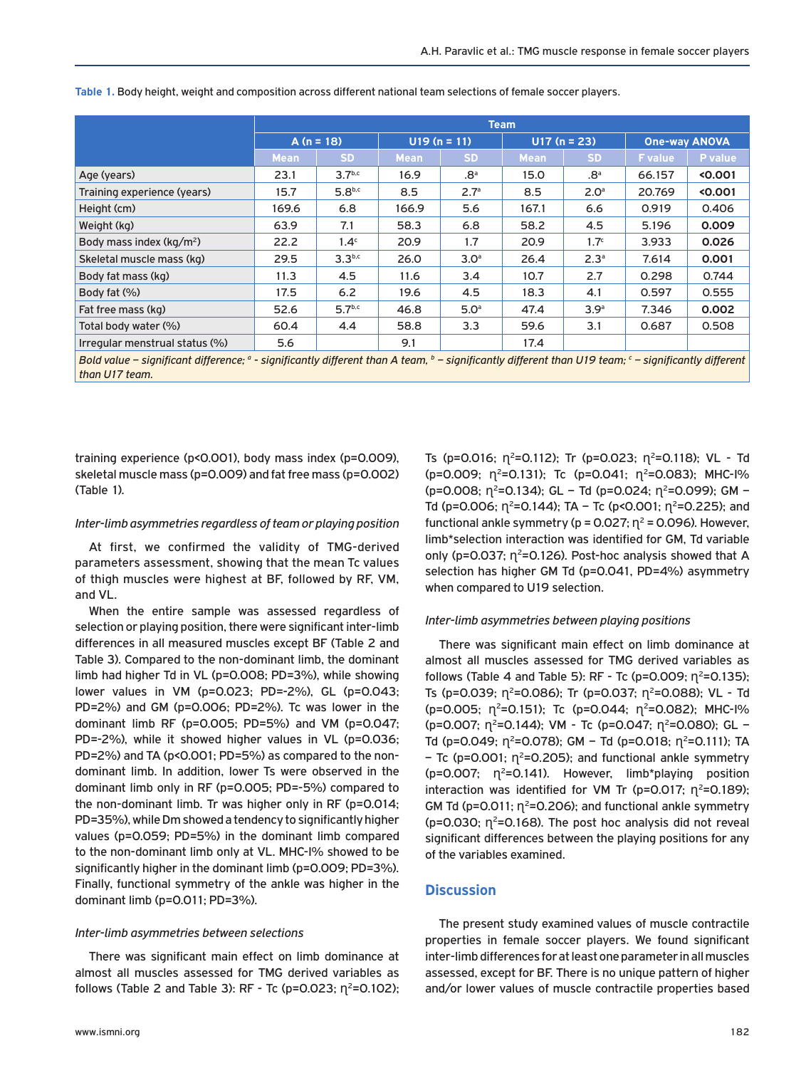**Table 1.** Body height, weight and composition across different national team selections of female soccer players.

| | Team | | | | | | | |
|---|---|---|---|---|---|---|---|---|
| | A (n = 18) | | U19 (n = 11) | | U17 (n = 23) | | One-way ANOVA | |
| | Mean | SD | Mean | SD | Mean | SD | F value | P value |
| Age (years) | 23.1 | 3.7[b,c] | 16.9 | .8[a] | 15.0 | .8[a] | 66.157 | **<0.001** |
| Training experience (years) | 15.7 | 5.8[b,c] | 8.5 | 2.7[a] | 8.5 | 2.0[a] | 20.769 | **<0.001** |
| Height (cm) | 169.6 | 6.8 | 166.9 | 5.6 | 167.1 | 6.6 | 0.919 | 0.406 |
| Weight (kg) | 63.9 | 7.1 | 58.3 | 6.8 | 58.2 | 4.5 | 5.196 | **0.009** |
| Body mass index (kg/m²) | 22.2 | 1.4[c] | 20.9 | 1.7 | 20.9 | 1.7[c] | 3.933 | **0.026** |
| Skeletal muscle mass (kg) | 29.5 | 3.3[b,c] | 26.0 | 3.0[a] | 26.4 | 2.3[a] | 7.614 | **0.001** |
| Body fat mass (kg) | 11.3 | 4.5 | 11.6 | 3.4 | 10.7 | 2.7 | 0.298 | 0.744 |
| Body fat (%) | 17.5 | 6.2 | 19.6 | 4.5 | 18.3 | 4.1 | 0.597 | 0.555 |
| Fat free mass (kg) | 52.6 | 5.7[b,c] | 46.8 | 5.0[a] | 47.4 | 3.9[a] | 7.346 | **0.002** |
| Total body water (%) | 60.4 | 4.4 | 58.8 | 3.3 | 59.6 | 3.1 | 0.687 | 0.508 |
| Irregular menstrual status (%) | 5.6 | | 9.1 | | 17.4 | | | |

*Bold value – significant difference; [a] - significantly different than A team, [b] – significantly different than U19 team; [c] – significantly different than U17 team.*

training experience (p<0.001), body mass index (p=0.009), skeletal muscle mass (p=0.009) and fat free mass (p=0.002) (Table 1).

*Inter-limb asymmetries regardless of team or playing position*

At first, we confirmed the validity of TMG-derived parameters assessment, showing that the mean Tc values of thigh muscles were highest at BF, followed by RF, VM, and VL.

When the entire sample was assessed regardless of selection or playing position, there were significant inter-limb differences in all measured muscles except BF (Table 2 and Table 3). Compared to the non-dominant limb, the dominant limb had higher Td in VL (p=0.008; PD=3%), while showing lower values in VM (p=0.023; PD=-2%), GL (p=0.043; PD=2%) and GM (p=0.006; PD=2%). Tc was lower in the dominant limb RF (p=0.005; PD=5%) and VM (p=0.047; PD=-2%), while it showed higher values in VL (p=0.036; PD=2%) and TA (p<0.001; PD=5%) as compared to the non-dominant limb. In addition, lower Ts were observed in the dominant limb only in RF (p=0.005; PD=-5%) compared to the non-dominant limb. Tr was higher only in RF (p=0.014; PD=35%), while Dm showed a tendency to significantly higher values (p=0.059; PD=5%) in the dominant limb compared to the non-dominant limb only at VL. MHC-I% showed to be significantly higher in the dominant limb (p=0.009; PD=3%). Finally, functional symmetry of the ankle was higher in the dominant limb (p=0.011; PD=3%).

*Inter-limb asymmetries between selections*

There was significant main effect on limb dominance at almost all muscles assessed for TMG derived variables as follows (Table 2 and Table 3): RF - Tc (p=0.023; $\eta^2$=0.102); Ts (p=0.016; $\eta^2$=0.112); Tr (p=0.023; $\eta^2$=0.118); VL - Td (p=0.009; $\eta^2$=0.131); Tc (p=0.041; $\eta^2$=0.083); MHC-I% (p=0.008; $\eta^2$=0.134); GL – Td (p=0.024; $\eta^2$=0.099); GM – Td (p=0.006; $\eta^2$=0.144); TA – Tc (p<0.001; $\eta^2$=0.225); and functional ankle symmetry (p = 0.027; $\eta^2$ = 0.096). However, limb*selection interaction was identified for GM, Td variable only (p=0.037; $\eta^2$=0.126). Post-hoc analysis showed that A selection has higher GM Td (p=0.041, PD=4%) asymmetry when compared to U19 selection.

*Inter-limb asymmetries between playing positions*

There was significant main effect on limb dominance at almost all muscles assessed for TMG derived variables as follows (Table 4 and Table 5): RF - Tc (p=0.009; $\eta^2$=0.135); Ts (p=0.039; $\eta^2$=0.086); Tr (p=0.037; $\eta^2$=0.088); VL - Td (p=0.005; $\eta^2$=0.151); Tc (p=0.044; $\eta^2$=0.082); MHC-I% (p=0.007; $\eta^2$=0.144); VM - Tc (p=0.047; $\eta^2$=0.080); GL – Td (p=0.049; $\eta^2$=0.078); GM – Td (p=0.018; $\eta^2$=0.111); TA – Tc (p=0.001; $\eta^2$=0.205); and functional ankle symmetry (p=0.007; $\eta^2$=0.141). However, limb*playing position interaction was identified for VM Tr (p=0.017; $\eta^2$=0.189); GM Td (p=0.011; $\eta^2$=0.206); and functional ankle symmetry (p=0.030; $\eta^2$=0.168). The post hoc analysis did not reveal significant differences between the playing positions for any of the variables examined.

## Discussion

The present study examined values of muscle contractile properties in female soccer players. We found significant inter-limb differences for at least one parameter in all muscles assessed, except for BF. There is no unique pattern of higher and/or lower values of muscle contractile properties based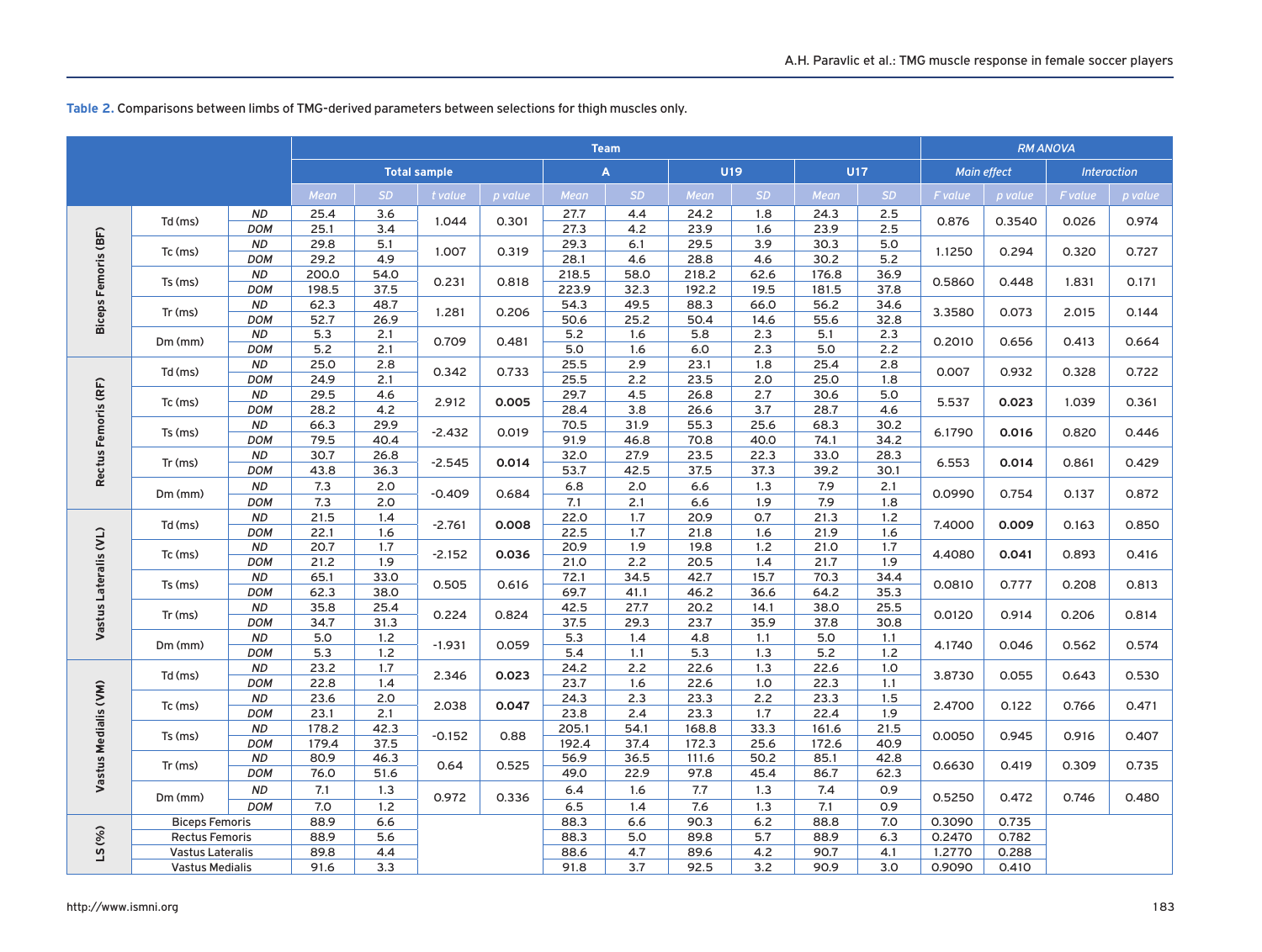**Table 2.** Comparisons between limbs of TMG-derived parameters between selections for thigh muscles only.

| | | | Team | | | | | | | | | | RM ANOVA | | | |
|---|---|---|---|---|---|---|---|---|---|---|---|---|---|---|---|---|
| | | | Total sample | | | | A | | U19 | | U17 | | Main effect | | Interaction | |
| | | | Mean | SD | t value | p value | Mean | SD | Mean | SD | Mean | SD | F value | p value | F value | p value |
| Biceps Femoris (BF) | Td (ms) | ND | 25.4 | 3.6 | 1.044 | 0.301 | 27.7 | 4.4 | 24.2 | 1.8 | 24.3 | 2.5 | 0.876 | 0.3540 | 0.026 | 0.974 |
| | | DOM | 25.1 | 3.4 | | | 27.3 | 4.2 | 23.9 | 1.6 | 23.9 | 2.5 | | | | |
| | Tc (ms) | ND | 29.8 | 5.1 | 1.007 | 0.319 | 29.3 | 6.1 | 29.5 | 3.9 | 30.3 | 5.0 | 1.1250 | 0.294 | 0.320 | 0.727 |
| | | DOM | 29.2 | 4.9 | | | 28.1 | 4.6 | 28.8 | 4.6 | 30.2 | 5.2 | | | | |
| | Ts (ms) | ND | 200.0 | 54.0 | 0.231 | 0.818 | 218.5 | 58.0 | 218.2 | 62.6 | 176.8 | 36.9 | 0.5860 | 0.448 | 1.831 | 0.171 |
| | | DOM | 198.5 | 37.5 | | | 223.9 | 32.3 | 192.2 | 19.5 | 181.5 | 37.8 | | | | |
| | Tr (ms) | ND | 62.3 | 48.7 | 1.281 | 0.206 | 54.3 | 49.5 | 88.3 | 66.0 | 56.2 | 34.6 | 3.3580 | 0.073 | 2.015 | 0.144 |
| | | DOM | 52.7 | 26.9 | | | 50.6 | 25.2 | 50.4 | 14.6 | 55.6 | 32.8 | | | | |
| | Dm (mm) | ND | 5.3 | 2.1 | 0.709 | 0.481 | 5.2 | 1.6 | 5.8 | 2.3 | 5.1 | 2.3 | 0.2010 | 0.656 | 0.413 | 0.664 |
| | | DOM | 5.2 | 2.1 | | | 5.0 | 1.6 | 6.0 | 2.3 | 5.0 | 2.2 | | | | |
| Rectus Femoris (RF) | Td (ms) | ND | 25.0 | 2.8 | 0.342 | 0.733 | 25.5 | 2.9 | 23.1 | 1.8 | 25.4 | 2.8 | 0.007 | 0.932 | 0.328 | 0.722 |
| | | DOM | 24.9 | 2.1 | | | 25.5 | 2.2 | 23.5 | 2.0 | 25.0 | 1.8 | | | | |
| | Tc (ms) | ND | 29.5 | 4.6 | 2.912 | **0.005** | 29.7 | 4.5 | 26.8 | 2.7 | 30.6 | 5.0 | 5.537 | **0.023** | 1.039 | 0.361 |
| | | DOM | 28.2 | 4.2 | | | 28.4 | 3.8 | 26.6 | 3.7 | 28.7 | 4.6 | | | | |
| | Ts (ms) | ND | 66.3 | 29.9 | -2.432 | 0.019 | 70.5 | 31.9 | 55.3 | 25.6 | 68.3 | 30.2 | 6.1790 | **0.016** | 0.820 | 0.446 |
| | | DOM | 79.5 | 40.4 | | | 91.9 | 46.8 | 70.8 | 40.0 | 74.1 | 34.2 | | | | |
| | Tr (ms) | ND | 30.7 | 26.8 | -2.545 | **0.014** | 32.0 | 27.9 | 23.5 | 22.3 | 33.0 | 28.3 | 6.553 | **0.014** | 0.861 | 0.429 |
| | | DOM | 43.8 | 36.3 | | | 53.7 | 42.5 | 37.5 | 37.3 | 39.2 | 30.1 | | | | |
| | Dm (mm) | ND | 7.3 | 2.0 | -0.409 | 0.684 | 6.8 | 2.0 | 6.6 | 1.3 | 7.9 | 2.1 | 0.0990 | 0.754 | 0.137 | 0.872 |
| | | DOM | 7.3 | 2.0 | | | 7.1 | 2.1 | 6.6 | 1.9 | 7.9 | 1.8 | | | | |
| Vastus Lateralis (VL) | Td (ms) | ND | 21.5 | 1.4 | -2.761 | **0.008** | 22.0 | 1.7 | 20.9 | 0.7 | 21.3 | 1.2 | 7.4000 | **0.009** | 0.163 | 0.850 |
| | | DOM | 22.1 | 1.6 | | | 22.5 | 1.7 | 21.8 | 1.6 | 21.9 | 1.6 | | | | |
| | Tc (ms) | ND | 20.7 | 1.7 | -2.152 | **0.036** | 20.9 | 1.9 | 19.8 | 1.2 | 21.0 | 1.7 | 4.4080 | **0.041** | 0.893 | 0.416 |
| | | DOM | 21.2 | 1.9 | | | 21.0 | 2.2 | 20.5 | 1.4 | 21.7 | 1.9 | | | | |
| | Ts (ms) | ND | 65.1 | 33.0 | 0.505 | 0.616 | 72.1 | 34.5 | 42.7 | 15.7 | 70.3 | 34.4 | 0.0810 | 0.777 | 0.208 | 0.813 |
| | | DOM | 62.3 | 38.0 | | | 69.7 | 41.1 | 46.2 | 36.6 | 64.2 | 35.3 | | | | |
| | Tr (ms) | ND | 35.8 | 25.4 | 0.224 | 0.824 | 42.5 | 27.7 | 20.2 | 14.1 | 38.0 | 25.5 | 0.0120 | 0.914 | 0.206 | 0.814 |
| | | DOM | 34.7 | 31.3 | | | 37.5 | 29.3 | 23.7 | 35.9 | 37.8 | 30.8 | | | | |
| | Dm (mm) | ND | 5.0 | 1.2 | -1.931 | 0.059 | 5.3 | 1.4 | 4.8 | 1.1 | 5.0 | 1.1 | 4.1740 | 0.046 | 0.562 | 0.574 |
| | | DOM | 5.3 | 1.2 | | | 5.4 | 1.1 | 5.3 | 1.3 | 5.2 | 1.2 | | | | |
| Vastus Medialis (VM) | Td (ms) | ND | 23.2 | 1.7 | 2.346 | **0.023** | 24.2 | 2.2 | 22.6 | 1.3 | 22.6 | 1.0 | 3.8730 | 0.055 | 0.643 | 0.530 |
| | | DOM | 22.8 | 1.4 | | | 23.7 | 1.6 | 22.6 | 1.0 | 22.3 | 1.1 | | | | |
| | Tc (ms) | ND | 23.6 | 2.0 | 2.038 | **0.047** | 24.3 | 2.3 | 23.3 | 2.2 | 23.3 | 1.5 | 2.4700 | 0.122 | 0.766 | 0.471 |
| | | DOM | 23.1 | 2.1 | | | 23.8 | 2.4 | 23.3 | 1.7 | 22.4 | 1.9 | | | | |
| | Ts (ms) | ND | 178.2 | 42.3 | -0.152 | 0.88 | 205.1 | 54.1 | 168.8 | 33.3 | 161.6 | 21.5 | 0.0050 | 0.945 | 0.916 | 0.407 |
| | | DOM | 179.4 | 37.5 | | | 192.4 | 37.4 | 172.3 | 25.6 | 172.6 | 40.9 | | | | |
| | Tr (ms) | ND | 80.9 | 46.3 | 0.64 | 0.525 | 56.9 | 36.5 | 111.6 | 50.2 | 85.1 | 42.8 | 0.6630 | 0.419 | 0.309 | 0.735 |
| | | DOM | 76.0 | 51.6 | | | 49.0 | 22.9 | 97.8 | 45.4 | 86.7 | 62.3 | | | | |
| | Dm (mm) | ND | 7.1 | 1.3 | 0.972 | 0.336 | 6.4 | 1.6 | 7.7 | 1.3 | 7.4 | 0.9 | 0.5250 | 0.472 | 0.746 | 0.480 |
| | | DOM | 7.0 | 1.2 | | | 6.5 | 1.4 | 7.6 | 1.3 | 7.1 | 0.9 | | | | |
| LS (%) | Biceps Femoris | | 88.9 | 6.6 | | | 88.3 | 6.6 | 90.3 | 6.2 | 88.8 | 7.0 | 0.3090 | 0.735 | | |
| | Rectus Femoris | | 88.9 | 5.6 | | | 88.3 | 5.0 | 89.8 | 5.7 | 88.9 | 6.3 | 0.2470 | 0.782 | | |
| | Vastus Lateralis | | 89.8 | 4.4 | | | 88.6 | 4.7 | 89.6 | 4.2 | 90.7 | 4.1 | 1.2770 | 0.288 | | |
| | Vastus Medialis | | 91.6 | 3.3 | | | 91.8 | 3.7 | 92.5 | 3.2 | 90.9 | 3.0 | 0.9090 | 0.410 | | |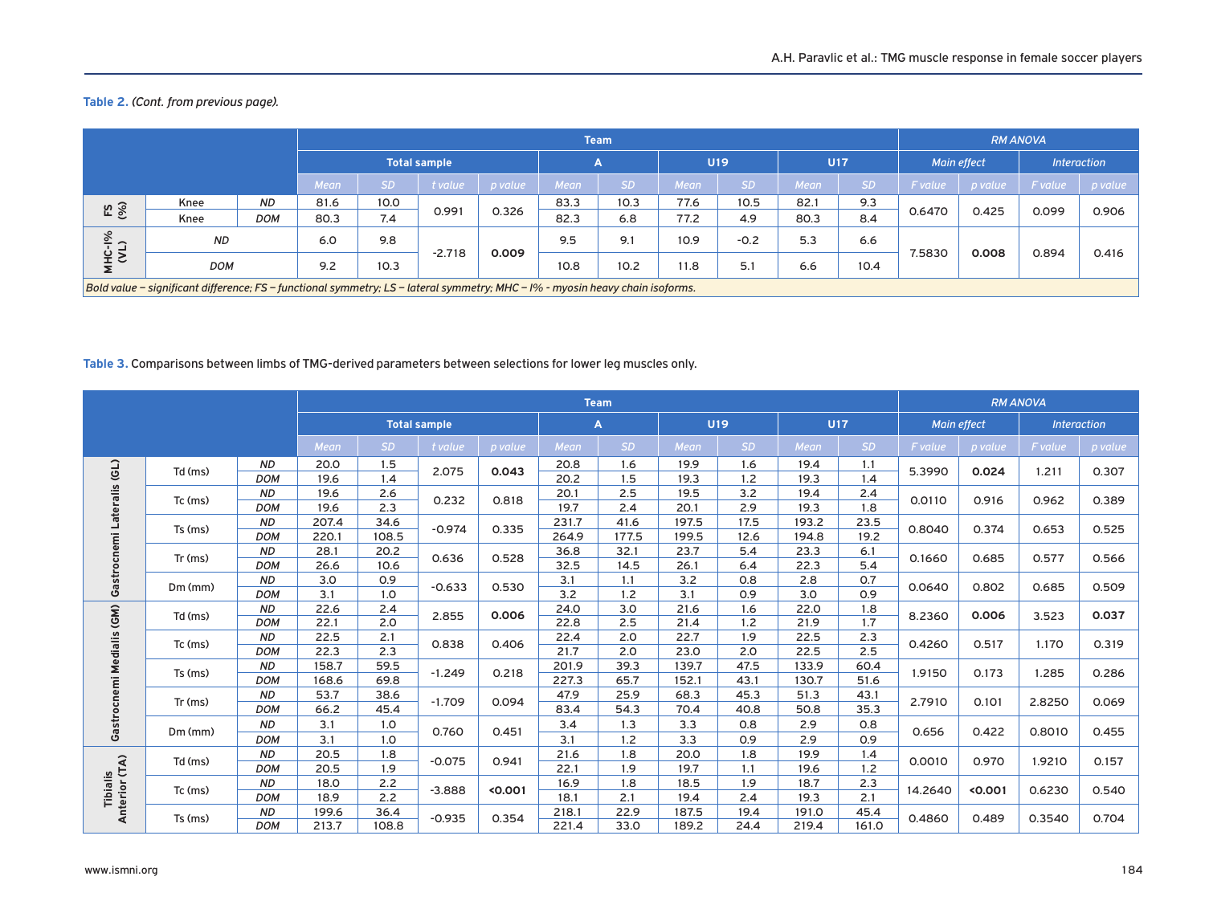**Table 2.** *(Cont. from previous page).*

| | | | Team | | | | | | | | | | RM ANOVA | | | |
|---|---|---|---|---|---|---|---|---|---|---|---|---|---|---|---|---|
| | | | Total sample | | | | A | | U19 | | U17 | | Main effect | | Interaction | |
| | | | *Mean* | *SD* | *t value* | *p value* | *Mean* | *SD* | *Mean* | *SD* | *Mean* | *SD* | *F value* | *p value* | *F value* | *p value* |
| FS (%) | Knee | *ND* | 81.6 | 10.0 | 0.991 | 0.326 | 83.3 | 10.3 | 77.6 | 10.5 | 82.1 | 9.3 | 0.6470 | 0.425 | 0.099 | 0.906 |
| | Knee | *DOM* | 80.3 | 7.4 | | | 82.3 | 6.8 | 77.2 | 4.9 | 80.3 | 8.4 | | | | |
| MHC-I% (VL) | *ND* | | 6.0 | 9.8 | -2.718 | **0.009** | 9.5 | 9.1 | 10.9 | -0.2 | 5.3 | 6.6 | 7.5830 | **0.008** | 0.894 | 0.416 |
| | *DOM* | | 9.2 | 10.3 | | | 10.8 | 10.2 | 11.8 | 5.1 | 6.6 | 10.4 | | | | |

*Bold value – significant difference; FS – functional symmetry; LS – lateral symmetry; MHC – I% - myosin heavy chain isoforms.*

**Table 3.** Comparisons between limbs of TMG-derived parameters between selections for lower leg muscles only.

| | | | Team | | | | | | | | | | RM ANOVA | | | |
|---|---|---|---|---|---|---|---|---|---|---|---|---|---|---|---|---|
| | | | Total sample | | | | A | | U19 | | U17 | | Main effect | | Interaction | |
| | | | *Mean* | *SD* | *t value* | *p value* | *Mean* | *SD* | *Mean* | *SD* | *Mean* | *SD* | *F value* | *p value* | *F value* | *p value* |
| Gastrocnemi Lateralis (GL) | Td (ms) | *ND* | 20.0 | 1.5 | 2.075 | **0.043** | 20.8 | 1.6 | 19.9 | 1.6 | 19.4 | 1.1 | 5.3990 | **0.024** | 1.211 | 0.307 |
| | | *DOM* | 19.6 | 1.4 | | | 20.2 | 1.5 | 19.3 | 1.2 | 19.3 | 1.4 | | | | |
| | Tc (ms) | *ND* | 19.6 | 2.6 | 0.232 | 0.818 | 20.1 | 2.5 | 19.5 | 3.2 | 19.4 | 2.4 | 0.0110 | 0.916 | 0.962 | 0.389 |
| | | *DOM* | 19.6 | 2.3 | | | 19.7 | 2.4 | 20.1 | 2.9 | 19.3 | 1.8 | | | | |
| | Ts (ms) | *ND* | 207.4 | 34.6 | -0.974 | 0.335 | 231.7 | 41.6 | 197.5 | 17.5 | 193.2 | 23.5 | 0.8040 | 0.374 | 0.653 | 0.525 |
| | | *DOM* | 220.1 | 108.5 | | | 264.9 | 177.5 | 199.5 | 12.6 | 194.8 | 19.2 | | | | |
| | Tr (ms) | *ND* | 28.1 | 20.2 | 0.636 | 0.528 | 36.8 | 32.1 | 23.7 | 5.4 | 23.3 | 6.1 | 0.1660 | 0.685 | 0.577 | 0.566 |
| | | *DOM* | 26.6 | 10.6 | | | 32.5 | 14.5 | 26.1 | 6.4 | 22.3 | 5.4 | | | | |
| | Dm (mm) | *ND* | 3.0 | 0.9 | -0.633 | 0.530 | 3.1 | 1.1 | 3.2 | 0.8 | 2.8 | 0.7 | 0.0640 | 0.802 | 0.685 | 0.509 |
| | | *DOM* | 3.1 | 1.0 | | | 3.2 | 1.2 | 3.1 | 0.9 | 3.0 | 0.9 | | | | |
| Gastrocnemi Medialis (GM) | Td (ms) | *ND* | 22.6 | 2.4 | 2.855 | **0.006** | 24.0 | 3.0 | 21.6 | 1.6 | 22.0 | 1.8 | 8.2360 | **0.006** | 3.523 | **0.037** |
| | | *DOM* | 22.1 | 2.0 | | | 22.8 | 2.5 | 21.4 | 1.2 | 21.9 | 1.7 | | | | |
| | Tc (ms) | *ND* | 22.5 | 2.1 | 0.838 | 0.406 | 22.4 | 2.0 | 22.7 | 1.9 | 22.5 | 2.3 | 0.4260 | 0.517 | 1.170 | 0.319 |
| | | *DOM* | 22.3 | 2.3 | | | 21.7 | 2.0 | 23.0 | 2.0 | 22.5 | 2.5 | | | | |
| | Ts (ms) | *ND* | 158.7 | 59.5 | -1.249 | 0.218 | 201.9 | 39.3 | 139.7 | 47.5 | 133.9 | 60.4 | 1.9150 | 0.173 | 1.285 | 0.286 |
| | | *DOM* | 168.6 | 69.8 | | | 227.3 | 65.7 | 152.1 | 43.1 | 130.7 | 51.6 | | | | |
| | Tr (ms) | *ND* | 53.7 | 38.6 | -1.709 | 0.094 | 47.9 | 25.9 | 68.3 | 45.3 | 51.3 | 43.1 | 2.7910 | 0.101 | 2.8250 | 0.069 |
| | | *DOM* | 66.2 | 45.4 | | | 83.4 | 54.3 | 70.4 | 40.8 | 50.8 | 35.3 | | | | |
| | Dm (mm) | *ND* | 3.1 | 1.0 | 0.760 | 0.451 | 3.4 | 1.3 | 3.3 | 0.8 | 2.9 | 0.8 | 0.656 | 0.422 | 0.8010 | 0.455 |
| | | *DOM* | 3.1 | 1.0 | | | 3.1 | 1.2 | 3.3 | 0.9 | 2.9 | 0.9 | | | | |
| Tibialis Anterior (TA) | Td (ms) | *ND* | 20.5 | 1.8 | -0.075 | 0.941 | 21.6 | 1.8 | 20.0 | 1.8 | 19.9 | 1.4 | 0.0010 | 0.970 | 1.9210 | 0.157 |
| | | *DOM* | 20.5 | 1.9 | | | 22.1 | 1.9 | 19.7 | 1.1 | 19.6 | 1.2 | | | | |
| | Tc (ms) | *ND* | 18.0 | 2.2 | -3.888 | **<0.001** | 16.9 | 1.8 | 18.5 | 1.9 | 18.7 | 2.3 | 14.2640 | **<0.001** | 0.6230 | 0.540 |
| | | *DOM* | 18.9 | 2.2 | | | 18.1 | 2.1 | 19.4 | 2.4 | 19.3 | 2.1 | | | | |
| | Ts (ms) | *ND* | 199.6 | 36.4 | -0.935 | 0.354 | 218.1 | 22.9 | 187.5 | 19.4 | 191.0 | 45.4 | 0.4860 | 0.489 | 0.3540 | 0.704 |
| | | *DOM* | 213.7 | 108.8 | | | 221.4 | 33.0 | 189.2 | 24.4 | 219.4 | 161.0 | | | | |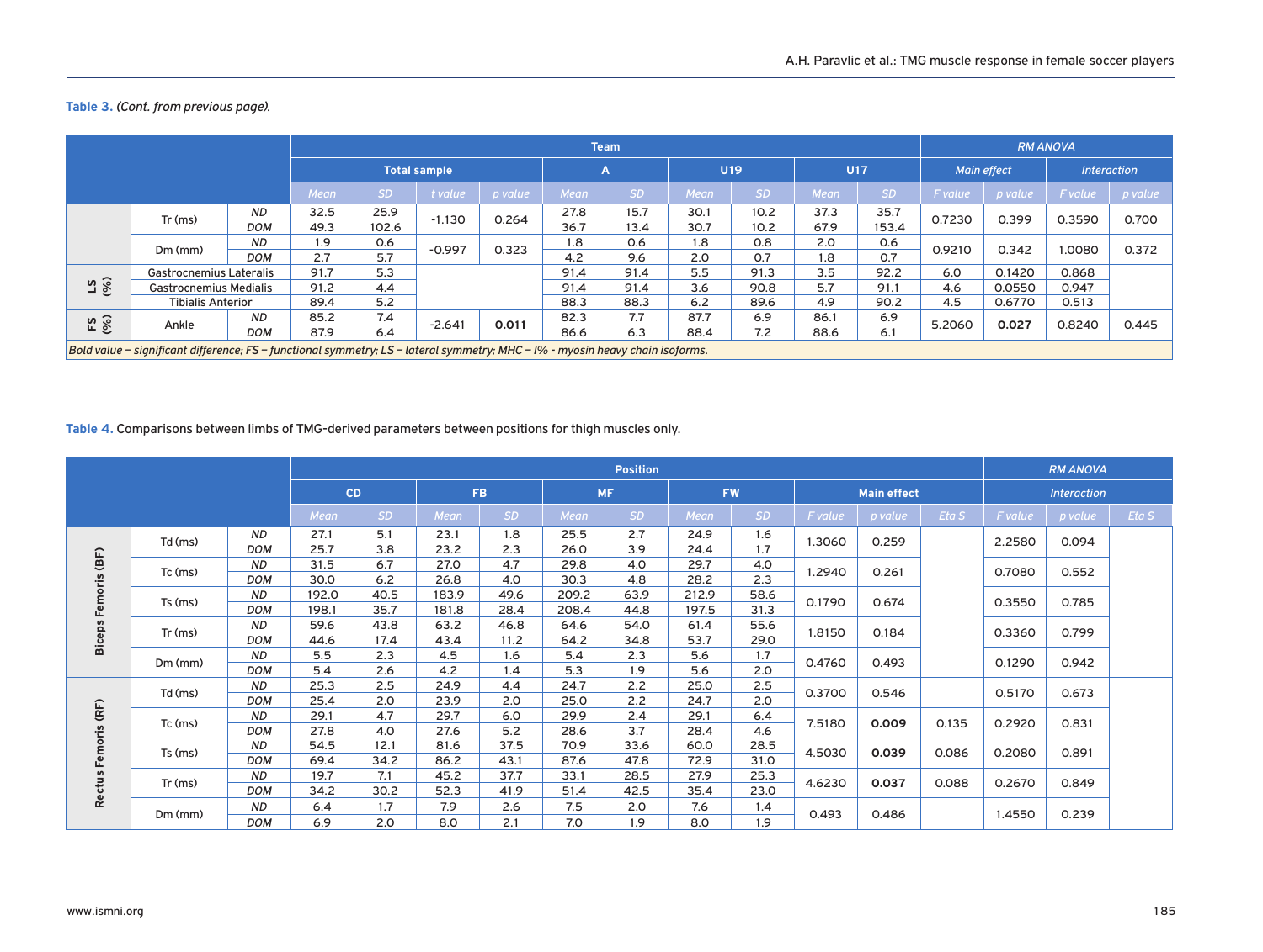**Table 3.** *(Cont. from previous page).*

| | | | Team | | | | | | | | | | RM ANOVA | | | |
|---|---|---|---|---|---|---|---|---|---|---|---|---|---|---|---|---|
| | | | Total sample | | | | A | | U19 | | U17 | | Main effect | | Interaction | |
| | | | Mean | SD | t value | p value | Mean | SD | Mean | SD | Mean | SD | F value | p value | F value | p value |
| | Tr (ms) | ND | 32.5 | 25.9 | -1.130 | 0.264 | 27.8 | 15.7 | 30.1 | 10.2 | 37.3 | 35.7 | 0.7230 | 0.399 | 0.3590 | 0.700 |
| | | DOM | 49.3 | 102.6 | | | 36.7 | 13.4 | 30.7 | 10.2 | 67.9 | 153.4 | | | | |
| | Dm (mm) | ND | 1.9 | 0.6 | -0.997 | 0.323 | 1.8 | 0.6 | 1.8 | 0.8 | 2.0 | 0.6 | 0.9210 | 0.342 | 1.0080 | 0.372 |
| | | DOM | 2.7 | 5.7 | | | 4.2 | 9.6 | 2.0 | 0.7 | 1.8 | 0.7 | | | | |
| LS (%) | Gastrocnemius Lateralis | | 91.7 | 5.3 | | | 91.4 | 91.4 | 5.5 | 91.3 | 3.5 | 92.2 | 6.0 | 0.1420 | 0.868 | |
| | Gastrocnemius Medialis | | 91.2 | 4.4 | | | 91.4 | 91.4 | 3.6 | 90.8 | 5.7 | 91.1 | 4.6 | 0.0550 | 0.947 | |
| | Tibialis Anterior | | 89.4 | 5.2 | | | 88.3 | 88.3 | 6.2 | 89.6 | 4.9 | 90.2 | 4.5 | 0.6770 | 0.513 | |
| FS (%) | Ankle | ND | 85.2 | 7.4 | -2.641 | **0.011** | 82.3 | 7.7 | 87.7 | 6.9 | 86.1 | 6.9 | 5.2060 | **0.027** | 0.8240 | 0.445 |
| | | DOM | 87.9 | 6.4 | | | 86.6 | 6.3 | 88.4 | 7.2 | 88.6 | 6.1 | | | | |

*Bold value – significant difference; FS – functional symmetry; LS – lateral symmetry; MHC – I% - myosin heavy chain isoforms.*

**Table 4.** Comparisons between limbs of TMG-derived parameters between positions for thigh muscles only.

| | | | Position | | | | | | | | | | | RM ANOVA | | |
|---|---|---|---|---|---|---|---|---|---|---|---|---|---|---|---|---|
| | | | CD | | FB | | MF | | FW | | Main effect | | | Interaction | | |
| | | | Mean | SD | Mean | SD | Mean | SD | Mean | SD | F value | p value | Eta S | F value | p value | Eta S |
| Biceps Femoris (BF) | Td (ms) | ND | 27.1 | 5.1 | 23.1 | 1.8 | 25.5 | 2.7 | 24.9 | 1.6 | 1.3060 | 0.259 | | 2.2580 | 0.094 | |
| | | DOM | 25.7 | 3.8 | 23.2 | 2.3 | 26.0 | 3.9 | 24.4 | 1.7 | | | | | | |
| | Tc (ms) | ND | 31.5 | 6.7 | 27.0 | 4.7 | 29.8 | 4.0 | 29.7 | 4.0 | 1.2940 | 0.261 | | 0.7080 | 0.552 | |
| | | DOM | 30.0 | 6.2 | 26.8 | 4.0 | 30.3 | 4.8 | 28.2 | 2.3 | | | | | | |
| | Ts (ms) | ND | 192.0 | 40.5 | 183.9 | 49.6 | 209.2 | 63.9 | 212.9 | 58.6 | 0.1790 | 0.674 | | 0.3550 | 0.785 | |
| | | DOM | 198.1 | 35.7 | 181.8 | 28.4 | 208.4 | 44.8 | 197.5 | 31.3 | | | | | | |
| | Tr (ms) | ND | 59.6 | 43.8 | 63.2 | 46.8 | 64.6 | 54.0 | 61.4 | 55.6 | 1.8150 | 0.184 | | 0.3360 | 0.799 | |
| | | DOM | 44.6 | 17.4 | 43.4 | 11.2 | 64.2 | 34.8 | 53.7 | 29.0 | | | | | | |
| | Dm (mm) | ND | 5.5 | 2.3 | 4.5 | 1.6 | 5.4 | 2.3 | 5.6 | 1.7 | 0.4760 | 0.493 | | 0.1290 | 0.942 | |
| | | DOM | 5.4 | 2.6 | 4.2 | 1.4 | 5.3 | 1.9 | 5.6 | 2.0 | | | | | | |
| Rectus Femoris (RF) | Td (ms) | ND | 25.3 | 2.5 | 24.9 | 4.4 | 24.7 | 2.2 | 25.0 | 2.5 | 0.3700 | 0.546 | | 0.5170 | 0.673 | |
| | | DOM | 25.4 | 2.0 | 23.9 | 2.0 | 25.0 | 2.2 | 24.7 | 2.0 | | | | | | |
| | Tc (ms) | ND | 29.1 | 4.7 | 29.7 | 6.0 | 29.9 | 2.4 | 29.1 | 6.4 | 7.5180 | **0.009** | 0.135 | 0.2920 | 0.831 | |
| | | DOM | 27.8 | 4.0 | 27.6 | 5.2 | 28.6 | 3.7 | 28.4 | 4.6 | | | | | | |
| | Ts (ms) | ND | 54.5 | 12.1 | 81.6 | 37.5 | 70.9 | 33.6 | 60.0 | 28.5 | 4.5030 | **0.039** | 0.086 | 0.2080 | 0.891 | |
| | | DOM | 69.4 | 34.2 | 86.2 | 43.1 | 87.6 | 47.8 | 72.9 | 31.0 | | | | | | |
| | Tr (ms) | ND | 19.7 | 7.1 | 45.2 | 37.7 | 33.1 | 28.5 | 27.9 | 25.3 | 4.6230 | **0.037** | 0.088 | 0.2670 | 0.849 | |
| | | DOM | 34.2 | 30.2 | 52.3 | 41.9 | 51.4 | 42.5 | 35.4 | 23.0 | | | | | | |
| | Dm (mm) | ND | 6.4 | 1.7 | 7.9 | 2.6 | 7.5 | 2.0 | 7.6 | 1.4 | 0.493 | 0.486 | | 1.4550 | 0.239 | |
| | | DOM | 6.9 | 2.0 | 8.0 | 2.1 | 7.0 | 1.9 | 8.0 | 1.9 | | | | | | |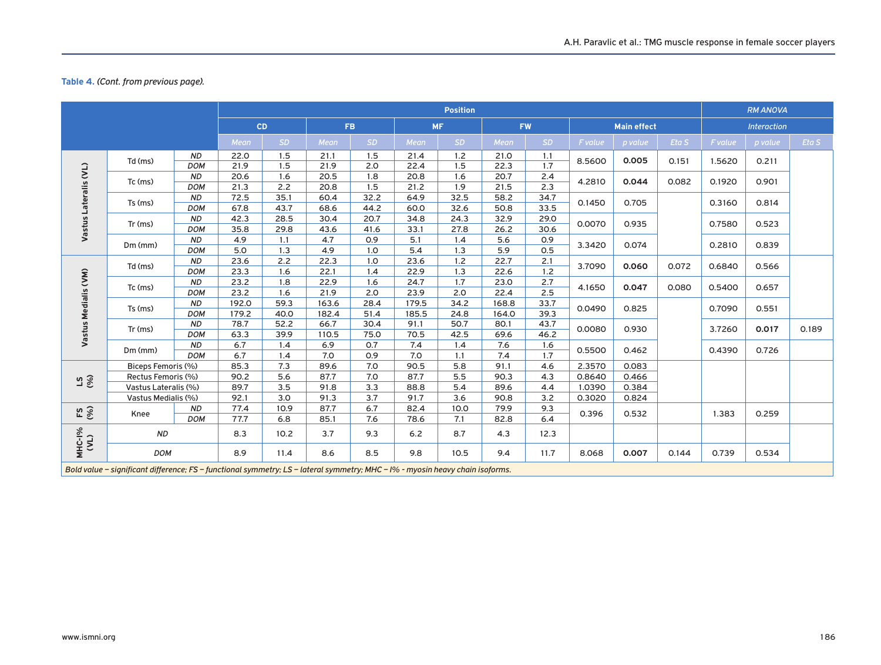**Table 4.** *(Cont. from previous page).*

| | | | Position | | | | | | | | | | | RM ANOVA | | |
|---|---|---|---|---|---|---|---|---|---|---|---|---|---|---|---|---|
| | | | CD | | FB | | MF | | FW | | Main effect | | | Interaction | | |
| | | | *Mean* | *SD* | *Mean* | *SD* | *Mean* | *SD* | *Mean* | *SD* | *F value* | *p value* | *Eta S* | *F value* | *p value* | *Eta S* |
| **Vastus Lateralis (VL)** | Td (ms) | *ND* | 22.0 | 1.5 | 21.1 | 1.5 | 21.4 | 1.2 | 21.0 | 1.1 | 8.5600 | **0.005** | 0.151 | 1.5620 | 0.211 | |
| | | *DOM* | 21.9 | 1.5 | 21.9 | 2.0 | 22.4 | 1.5 | 22.3 | 1.7 | | | | | | |
| | Tc (ms) | *ND* | 20.6 | 1.6 | 20.5 | 1.8 | 20.8 | 1.6 | 20.7 | 2.4 | 4.2810 | **0.044** | 0.082 | 0.1920 | 0.901 | |
| | | *DOM* | 21.3 | 2.2 | 20.8 | 1.5 | 21.2 | 1.9 | 21.5 | 2.3 | | | | | | |
| | Ts (ms) | *ND* | 72.5 | 35.1 | 60.4 | 32.2 | 64.9 | 32.5 | 58.2 | 34.7 | 0.1450 | 0.705 | | 0.3160 | 0.814 | |
| | | *DOM* | 67.8 | 43.7 | 68.6 | 44.2 | 60.0 | 32.6 | 50.8 | 33.5 | | | | | | |
| | Tr (ms) | *ND* | 42.3 | 28.5 | 30.4 | 20.7 | 34.8 | 24.3 | 32.9 | 29.0 | 0.0070 | 0.935 | | 0.7580 | 0.523 | |
| | | *DOM* | 35.8 | 29.8 | 43.6 | 41.6 | 33.1 | 27.8 | 26.2 | 30.6 | | | | | | |
| | Dm (mm) | *ND* | 4.9 | 1.1 | 4.7 | 0.9 | 5.1 | 1.4 | 5.6 | 0.9 | 3.3420 | 0.074 | | 0.2810 | 0.839 | |
| | | *DOM* | 5.0 | 1.3 | 4.9 | 1.0 | 5.4 | 1.3 | 5.9 | 0.5 | | | | | | |
| **Vastus Medialis (VM)** | Td (ms) | *ND* | 23.6 | 2.2 | 22.3 | 1.0 | 23.6 | 1.2 | 22.7 | 2.1 | 3.7090 | **0.060** | 0.072 | 0.6840 | 0.566 | |
| | | *DOM* | 23.3 | 1.6 | 22.1 | 1.4 | 22.9 | 1.3 | 22.6 | 1.2 | | | | | | |
| | Tc (ms) | *ND* | 23.2 | 1.8 | 22.9 | 1.6 | 24.7 | 1.7 | 23.0 | 2.7 | 4.1650 | **0.047** | 0.080 | 0.5400 | 0.657 | |
| | | *DOM* | 23.2 | 1.6 | 21.9 | 2.0 | 23.9 | 2.0 | 22.4 | 2.5 | | | | | | |
| | Ts (ms) | *ND* | 192.0 | 59.3 | 163.6 | 28.4 | 179.5 | 34.2 | 168.8 | 33.7 | 0.0490 | 0.825 | | 0.7090 | 0.551 | |
| | | *DOM* | 179.2 | 40.0 | 182.4 | 51.4 | 185.5 | 24.8 | 164.0 | 39.3 | | | | | | |
| | Tr (ms) | *ND* | 78.7 | 52.2 | 66.7 | 30.4 | 91.1 | 50.7 | 80.1 | 43.7 | 0.0080 | 0.930 | | 3.7260 | **0.017** | 0.189 |
| | | *DOM* | 63.3 | 39.9 | 110.5 | 75.0 | 70.5 | 42.5 | 69.6 | 46.2 | | | | | | |
| | Dm (mm) | *ND* | 6.7 | 1.4 | 6.9 | 0.7 | 7.4 | 1.4 | 7.6 | 1.6 | 0.5500 | 0.462 | | 0.4390 | 0.726 | |
| | | *DOM* | 6.7 | 1.4 | 7.0 | 0.9 | 7.0 | 1.1 | 7.4 | 1.7 | | | | | | |
| **LS (%)** | Biceps Femoris (%) | | 85.3 | 7.3 | 89.6 | 7.0 | 90.5 | 5.8 | 91.1 | 4.6 | 2.3570 | 0.083 | | | | |
| | Rectus Femoris (%) | | 90.2 | 5.6 | 87.7 | 7.0 | 87.7 | 5.5 | 90.3 | 4.3 | 0.8640 | 0.466 | | | | |
| | Vastus Lateralis (%) | | 89.7 | 3.5 | 91.8 | 3.3 | 88.8 | 5.4 | 89.6 | 4.4 | 1.0390 | 0.384 | | | | |
| | Vastus Medialis (%) | | 92.1 | 3.0 | 91.3 | 3.7 | 91.7 | 3.6 | 90.8 | 3.2 | 0.3020 | 0.824 | | | | |
| **FS (%)** | Knee | *ND* | 77.4 | 10.9 | 87.7 | 6.7 | 82.4 | 10.0 | 79.9 | 9.3 | 0.396 | 0.532 | | 1.383 | 0.259 | |
| | | *DOM* | 77.7 | 6.8 | 85.1 | 7.6 | 78.6 | 7.1 | 82.8 | 6.4 | | | | | | |
| **MHC-I% (VL)** | *ND* | | 8.3 | 10.2 | 3.7 | 9.3 | 6.2 | 8.7 | 4.3 | 12.3 | | | | | | |
| | *DOM* | | 8.9 | 11.4 | 8.6 | 8.5 | 9.8 | 10.5 | 9.4 | 11.7 | 8.068 | **0.007** | 0.144 | 0.739 | 0.534 | |

*Bold value – significant difference; FS – functional symmetry; LS – lateral symmetry; MHC – I% - myosin heavy chain isoforms.*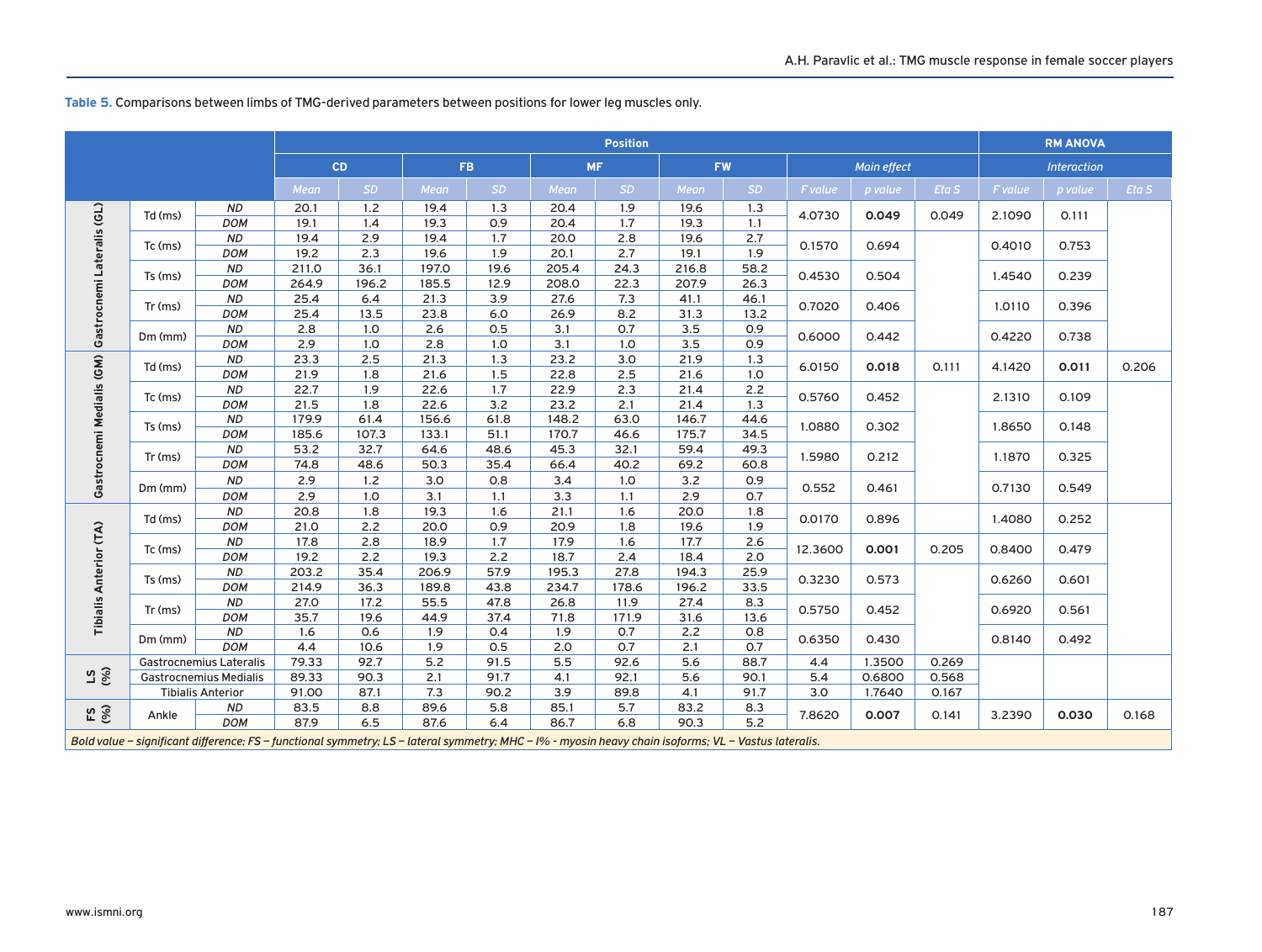**Table 5.** Comparisons between limbs of TMG-derived parameters between positions for lower leg muscles only.

| | | | Position | | | | | | | | | | | RM ANOVA | | |
|---|---|---|---|---|---|---|---|---|---|---|---|---|---|---|---|---|
| | | | CD | | FB | | MF | | FW | | Main effect | | | Interaction | | |
| | | | Mean | SD | Mean | SD | Mean | SD | Mean | SD | F value | p value | Eta S | F value | p value | Eta S |
| Gastrocnemi Lateralis (GL) | Td (ms) | ND | 20.1 | 1.2 | 19.4 | 1.3 | 20.4 | 1.9 | 19.6 | 1.3 | 4.0730 | **0.049** | 0.049 | 2.1090 | 0.111 | |
| | | DOM | 19.1 | 1.4 | 19.3 | 0.9 | 20.4 | 1.7 | 19.3 | 1.1 | | | | | | |
| | Tc (ms) | ND | 19.4 | 2.9 | 19.4 | 1.7 | 20.0 | 2.8 | 19.6 | 2.7 | 0.1570 | 0.694 | | 0.4010 | 0.753 | |
| | | DOM | 19.2 | 2.3 | 19.6 | 1.9 | 20.1 | 2.7 | 19.1 | 1.9 | | | | | | |
| | Ts (ms) | ND | 211.0 | 36.1 | 197.0 | 19.6 | 205.4 | 24.3 | 216.8 | 58.2 | 0.4530 | 0.504 | | 1.4540 | 0.239 | |
| | | DOM | 264.9 | 196.2 | 185.5 | 12.9 | 208.0 | 22.3 | 207.9 | 26.3 | | | | | | |
| | Tr (ms) | ND | 25.4 | 6.4 | 21.3 | 3.9 | 27.6 | 7.3 | 41.1 | 46.1 | 0.7020 | 0.406 | | 1.0110 | 0.396 | |
| | | DOM | 25.4 | 13.5 | 23.8 | 6.0 | 26.9 | 8.2 | 31.3 | 13.2 | | | | | | |
| | Dm (mm) | ND | 2.8 | 1.0 | 2.6 | 0.5 | 3.1 | 0.7 | 3.5 | 0.9 | 0.6000 | 0.442 | | 0.4220 | 0.738 | |
| | | DOM | 2.9 | 1.0 | 2.8 | 1.0 | 3.1 | 1.0 | 3.5 | 0.9 | | | | | | |
| Gastrocnemi Medialis (GM) | Td (ms) | ND | 23.3 | 2.5 | 21.3 | 1.3 | 23.2 | 3.0 | 21.9 | 1.3 | 6.0150 | **0.018** | 0.111 | 4.1420 | **0.011** | 0.206 |
| | | DOM | 21.9 | 1.8 | 21.6 | 1.5 | 22.8 | 2.5 | 21.6 | 1.0 | | | | | | |
| | Tc (ms) | ND | 22.7 | 1.9 | 22.6 | 1.7 | 22.9 | 2.3 | 21.4 | 2.2 | 0.5760 | 0.452 | | 2.1310 | 0.109 | |
| | | DOM | 21.5 | 1.8 | 22.6 | 3.2 | 23.2 | 2.1 | 21.4 | 1.3 | | | | | | |
| | Ts (ms) | ND | 179.9 | 61.4 | 156.6 | 61.8 | 148.2 | 63.0 | 146.7 | 44.6 | 1.0880 | 0.302 | | 1.8650 | 0.148 | |
| | | DOM | 185.6 | 107.3 | 133.1 | 51.1 | 170.7 | 46.6 | 175.7 | 34.5 | | | | | | |
| | Tr (ms) | ND | 53.2 | 32.7 | 64.6 | 48.6 | 45.3 | 32.1 | 59.4 | 49.3 | 1.5980 | 0.212 | | 1.1870 | 0.325 | |
| | | DOM | 74.8 | 48.6 | 50.3 | 35.4 | 66.4 | 40.2 | 69.2 | 60.8 | | | | | | |
| | Dm (mm) | ND | 2.9 | 1.2 | 3.0 | 0.8 | 3.4 | 1.0 | 3.2 | 0.9 | 0.552 | 0.461 | | 0.7130 | 0.549 | |
| | | DOM | 2.9 | 1.0 | 3.1 | 1.1 | 3.3 | 1.1 | 2.9 | 0.7 | | | | | | |
| Tibialis Anterior (TA) | Td (ms) | ND | 20.8 | 1.8 | 19.3 | 1.6 | 21.1 | 1.6 | 20.0 | 1.8 | 0.0170 | 0.896 | | 1.4080 | 0.252 | |
| | | DOM | 21.0 | 2.2 | 20.0 | 0.9 | 20.9 | 1.8 | 19.6 | 1.9 | | | | | | |
| | Tc (ms) | ND | 17.8 | 2.8 | 18.9 | 1.7 | 17.9 | 1.6 | 17.7 | 2.6 | 12.3600 | **0.001** | 0.205 | 0.8400 | 0.479 | |
| | | DOM | 19.2 | 2.2 | 19.3 | 2.2 | 18.7 | 2.4 | 18.4 | 2.0 | | | | | | |
| | Ts (ms) | ND | 203.2 | 35.4 | 206.9 | 57.9 | 195.3 | 27.8 | 194.3 | 25.9 | 0.3230 | 0.573 | | 0.6260 | 0.601 | |
| | | DOM | 214.9 | 36.3 | 189.8 | 43.8 | 234.7 | 178.6 | 196.2 | 33.5 | | | | | | |
| | Tr (ms) | ND | 27.0 | 17.2 | 55.5 | 47.8 | 26.8 | 11.9 | 27.4 | 8.3 | 0.5750 | 0.452 | | 0.6920 | 0.561 | |
| | | DOM | 35.7 | 19.6 | 44.9 | 37.4 | 71.8 | 171.9 | 31.6 | 13.6 | | | | | | |
| | Dm (mm) | ND | 1.6 | 0.6 | 1.9 | 0.4 | 1.9 | 0.7 | 2.2 | 0.8 | 0.6350 | 0.430 | | 0.8140 | 0.492 | |
| | | DOM | 4.4 | 10.6 | 1.9 | 0.5 | 2.0 | 0.7 | 2.1 | 0.7 | | | | | | |
| LS (%) | Gastrocnemius Lateralis | | 79.33 | 92.7 | 5.2 | 91.5 | 5.5 | 92.6 | 5.6 | 88.7 | 4.4 | 1.3500 | 0.269 | | | |
| | Gastrocnemius Medialis | | 89.33 | 90.3 | 2.1 | 91.7 | 4.1 | 92.1 | 5.6 | 90.1 | 5.4 | 0.6800 | 0.568 | | | |
| | Tibialis Anterior | | 91.00 | 87.1 | 7.3 | 90.2 | 3.9 | 89.8 | 4.1 | 91.7 | 3.0 | 1.7640 | 0.167 | | | |
| FS (%) | Ankle | ND | 83.5 | 8.8 | 89.6 | 5.8 | 85.1 | 5.7 | 83.2 | 8.3 | 7.8620 | **0.007** | 0.141 | 3.2390 | **0.030** | 0.168 |
| | | DOM | 87.9 | 6.5 | 87.6 | 6.4 | 86.7 | 6.8 | 90.3 | 5.2 | | | | | | |

*Bold value – significant difference; FS – functional symmetry; LS – lateral symmetry; MHC – I% - myosin heavy chain isoforms; VL – Vastus lateralis.*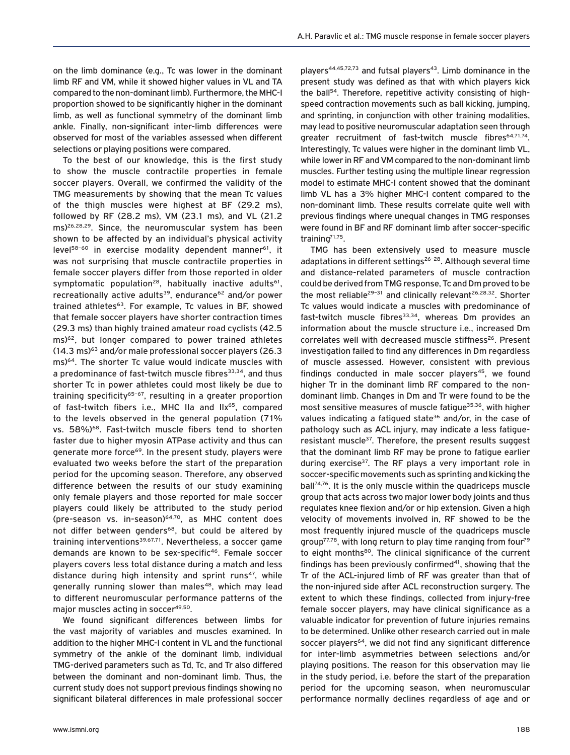on the limb dominance (e.g., Tc was lower in the dominant limb RF and VM, while it showed higher values in VL and TA compared to the non-dominant limb). Furthermore, the MHC-I proportion showed to be significantly higher in the dominant limb, as well as functional symmetry of the dominant limb ankle. Finally, non-significant inter-limb differences were observed for most of the variables assessed when different selections or playing positions were compared.

To the best of our knowledge, this is the first study to show the muscle contractile properties in female soccer players. Overall, we confirmed the validity of the TMG measurements by showing that the mean Tc values of the thigh muscles were highest at BF (29.2 ms), followed by RF (28.2 ms), VM (23.1 ms), and VL (21.2 ms)[26,28,29]. Since, the neuromuscular system has been shown to be affected by an individual's physical activity level[58–60] in exercise modality dependent manner[61], it was not surprising that muscle contractile properties in female soccer players differ from those reported in older symptomatic population[28], habitually inactive adults[61], recreationally active adults[39], endurance[62] and/or power trained athletes[63]. For example, Tc values in BF, showed that female soccer players have shorter contraction times (29.3 ms) than highly trained amateur road cyclists (42.5 ms)[62], but longer compared to power trained athletes (14.3 ms)[63] and/or male professional soccer players (26.3 ms)[64]. The shorter Tc value would indicate muscles with a predominance of fast-twitch muscle fibres[33,34], and thus shorter Tc in power athletes could most likely be due to training specificity[65–67], resulting in a greater proportion of fast-twitch fibers i.e., MHC IIa and IIx[65], compared to the levels observed in the general population (71% vs. 58%)[68]. Fast-twitch muscle fibers tend to shorten faster due to higher myosin ATPase activity and thus can generate more force[69]. In the present study, players were evaluated two weeks before the start of the preparation period for the upcoming season. Therefore, any observed difference between the results of our study examining only female players and those reported for male soccer players could likely be attributed to the study period (pre-season vs. in-season)[64,70], as MHC content does not differ between genders[68], but could be altered by training interventions[39,67,71]. Nevertheless, a soccer game demands are known to be sex-specific[46]. Female soccer players covers less total distance during a match and less distance during high intensity and sprint runs[47], while generally running slower than males[48], which may lead to different neuromuscular performance patterns of the major muscles acting in soccer[49,50].

We found significant differences between limbs for the vast majority of variables and muscles examined. In addition to the higher MHC-I content in VL and the functional symmetry of the ankle of the dominant limb, individual TMG-derived parameters such as Td, Tc, and Tr also differed between the dominant and non-dominant limb. Thus, the current study does not support previous findings showing no significant bilateral differences in male professional soccer players[44,45,72,73] and futsal players[43]. Limb dominance in the present study was defined as that with which players kick the ball[54]. Therefore, repetitive activity consisting of high-speed contraction movements such as ball kicking, jumping, and sprinting, in conjunction with other training modalities, may lead to positive neuromuscular adaptation seen through greater recruitment of fast-twitch muscle fibres[64,71,74]. Interestingly, Tc values were higher in the dominant limb VL, while lower in RF and VM compared to the non-dominant limb muscles. Further testing using the multiple linear regression model to estimate MHC-I content showed that the dominant limb VL has a 3% higher MHC-I content compared to the non-dominant limb. These results correlate quite well with previous findings where unequal changes in TMG responses were found in BF and RF dominant limb after soccer-specific training[71,75].

TMG has been extensively used to measure muscle adaptations in different settings[26–28]. Although several time and distance-related parameters of muscle contraction could be derived from TMG response, Tc and Dm proved to be the most reliable[29–31] and clinically relevant[26,28,32]. Shorter Tc values would indicate a muscles with predominance of fast-twitch muscle fibres[33,34], whereas Dm provides an information about the muscle structure i.e., increased Dm correlates well with decreased muscle stiffness[26]. Present investigation failed to find any differences in Dm regardless of muscle assessed. However, consistent with previous findings conducted in male soccer players[45], we found higher Tr in the dominant limb RF compared to the non-dominant limb. Changes in Dm and Tr were found to be the most sensitive measures of muscle fatigue[35,36], with higher values indicating a fatigued state[36] and/or, in the case of pathology such as ACL injury, may indicate a less fatigue-resistant muscle[37]. Therefore, the present results suggest that the dominant limb RF may be prone to fatigue earlier during exercise[37]. The RF plays a very important role in soccer-specific movements such as sprinting and kicking the ball[74,76]. It is the only muscle within the quadriceps muscle group that acts across two major lower body joints and thus regulates knee flexion and/or or hip extension. Given a high velocity of movements involved in, RF showed to be the most frequently injured muscle of the quadriceps muscle group[77,78], with long return to play time ranging from four[79] to eight months[80]. The clinical significance of the current findings has been previously confirmed[41], showing that the Tr of the ACL-injured limb of RF was greater than that of the non-injured side after ACL reconstruction surgery. The extent to which these findings, collected from injury-free female soccer players, may have clinical significance as a valuable indicator for prevention of future injuries remains to be determined. Unlike other research carried out in male soccer players[64], we did not find any significant difference for inter-limb asymmetries between selections and/or playing positions. The reason for this observation may lie in the study period, i.e. before the start of the preparation period for the upcoming season, when neuromuscular performance normally declines regardless of age and or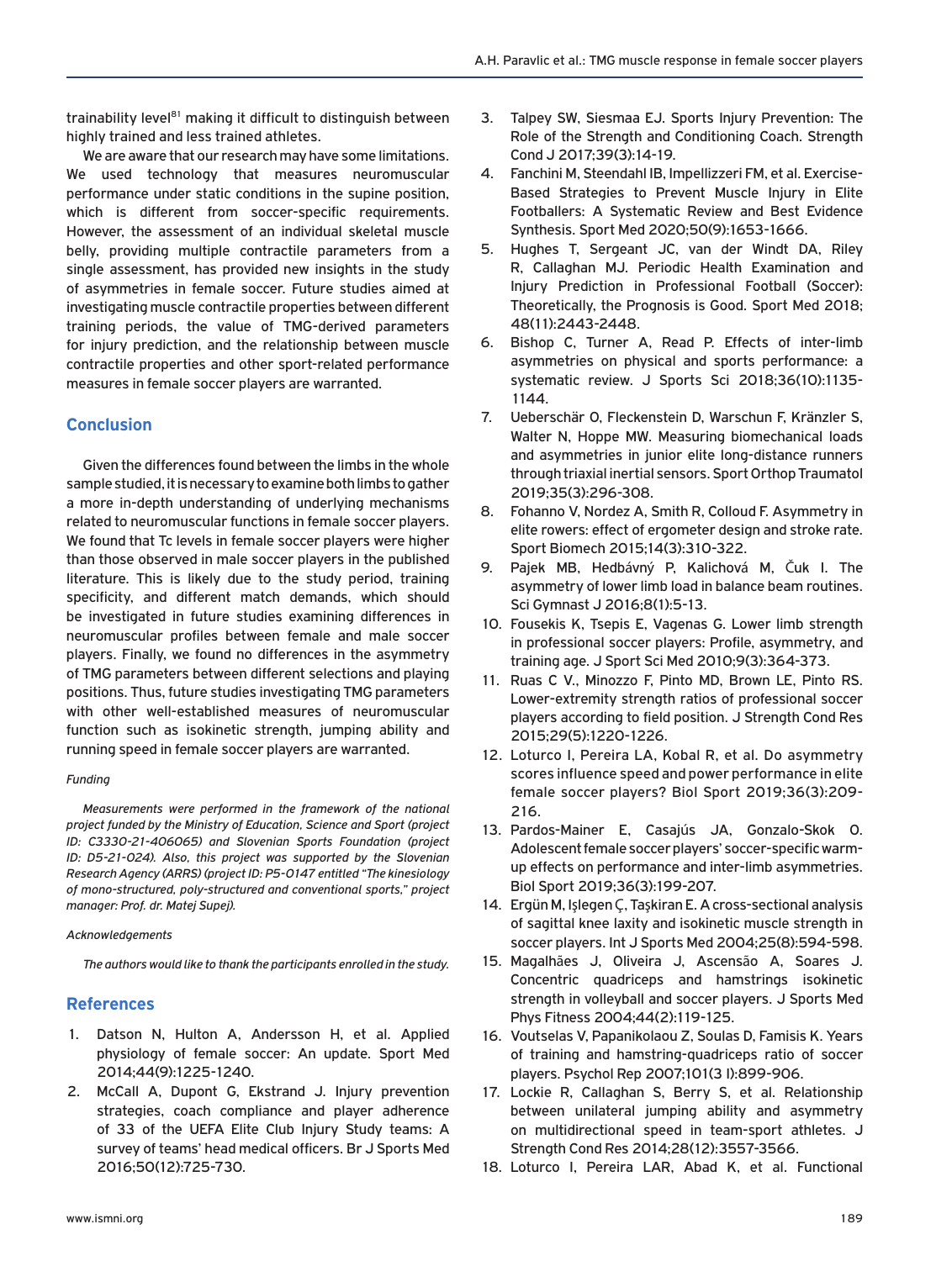trainability level[81] making it difficult to distinguish between highly trained and less trained athletes.

We are aware that our research may have some limitations. We used technology that measures neuromuscular performance under static conditions in the supine position, which is different from soccer-specific requirements. However, the assessment of an individual skeletal muscle belly, providing multiple contractile parameters from a single assessment, has provided new insights in the study of asymmetries in female soccer. Future studies aimed at investigating muscle contractile properties between different training periods, the value of TMG-derived parameters for injury prediction, and the relationship between muscle contractile properties and other sport-related performance measures in female soccer players are warranted.

## Conclusion

Given the differences found between the limbs in the whole sample studied, it is necessary to examine both limbs to gather a more in-depth understanding of underlying mechanisms related to neuromuscular functions in female soccer players. We found that Tc levels in female soccer players were higher than those observed in male soccer players in the published literature. This is likely due to the study period, training specificity, and different match demands, which should be investigated in future studies examining differences in neuromuscular profiles between female and male soccer players. Finally, we found no differences in the asymmetry of TMG parameters between different selections and playing positions. Thus, future studies investigating TMG parameters with other well-established measures of neuromuscular function such as isokinetic strength, jumping ability and running speed in female soccer players are warranted.

*Funding*

*Measurements were performed in the framework of the national project funded by the Ministry of Education, Science and Sport (project ID: C3330-21-406065) and Slovenian Sports Foundation (project ID: D5-21-024). Also, this project was supported by the Slovenian Research Agency (ARRS) (project ID: P5-0147 entitled "The kinesiology of mono-structured, poly-structured and conventional sports," project manager: Prof. dr. Matej Supej).*

*Acknowledgements*

*The authors would like to thank the participants enrolled in the study.*

## References

1. Datson N, Hulton A, Andersson H, et al. Applied physiology of female soccer: An update. Sport Med 2014;44(9):1225-1240.
2. McCall A, Dupont G, Ekstrand J. Injury prevention strategies, coach compliance and player adherence of 33 of the UEFA Elite Club Injury Study teams: A survey of teams' head medical officers. Br J Sports Med 2016;50(12):725-730.
3. Talpey SW, Siesmaa EJ. Sports Injury Prevention: The Role of the Strength and Conditioning Coach. Strength Cond J 2017;39(3):14-19.
4. Fanchini M, Steendahl IB, Impellizzeri FM, et al. Exercise-Based Strategies to Prevent Muscle Injury in Elite Footballers: A Systematic Review and Best Evidence Synthesis. Sport Med 2020;50(9):1653-1666.
5. Hughes T, Sergeant JC, van der Windt DA, Riley R, Callaghan MJ. Periodic Health Examination and Injury Prediction in Professional Football (Soccer): Theoretically, the Prognosis is Good. Sport Med 2018;48(11):2443-2448.
6. Bishop C, Turner A, Read P. Effects of inter-limb asymmetries on physical and sports performance: a systematic review. J Sports Sci 2018;36(10):1135-1144.
7. Ueberschär O, Fleckenstein D, Warschun F, Kränzler S, Walter N, Hoppe MW. Measuring biomechanical loads and asymmetries in junior elite long-distance runners through triaxial inertial sensors. Sport Orthop Traumatol 2019;35(3):296-308.
8. Fohanno V, Nordez A, Smith R, Colloud F. Asymmetry in elite rowers: effect of ergometer design and stroke rate. Sport Biomech 2015;14(3):310-322.
9. Pajek MB, Hedbávný P, Kalichová M, Čuk I. The asymmetry of lower limb load in balance beam routines. Sci Gymnast J 2016;8(1):5-13.
10. Fousekis K, Tsepis E, Vagenas G. Lower limb strength in professional soccer players: Profile, asymmetry, and training age. J Sport Sci Med 2010;9(3):364-373.
11. Ruas C V., Minozzo F, Pinto MD, Brown LE, Pinto RS. Lower-extremity strength ratios of professional soccer players according to field position. J Strength Cond Res 2015;29(5):1220-1226.
12. Loturco I, Pereira LA, Kobal R, et al. Do asymmetry scores influence speed and power performance in elite female soccer players? Biol Sport 2019;36(3):209-216.
13. Pardos-Mainer E, Casajús JA, Gonzalo-Skok O. Adolescent female soccer players' soccer-specific warm-up effects on performance and inter-limb asymmetries. Biol Sport 2019;36(3):199-207.
14. Ergün M, Işlegen Ç, Taşkiran E. A cross-sectional analysis of sagittal knee laxity and isokinetic muscle strength in soccer players. Int J Sports Med 2004;25(8):594-598.
15. Magalhães J, Oliveira J, Ascensão A, Soares J. Concentric quadriceps and hamstrings isokinetic strength in volleyball and soccer players. J Sports Med Phys Fitness 2004;44(2):119-125.
16. Voutselas V, Papanikolaou Z, Soulas D, Famisis K. Years of training and hamstring-quadriceps ratio of soccer players. Psychol Rep 2007;101(3 I):899-906.
17. Lockie R, Callaghan S, Berry S, et al. Relationship between unilateral jumping ability and asymmetry on multidirectional speed in team-sport athletes. J Strength Cond Res 2014;28(12):3557-3566.
18. Loturco I, Pereira LAR, Abad K, et al. Functional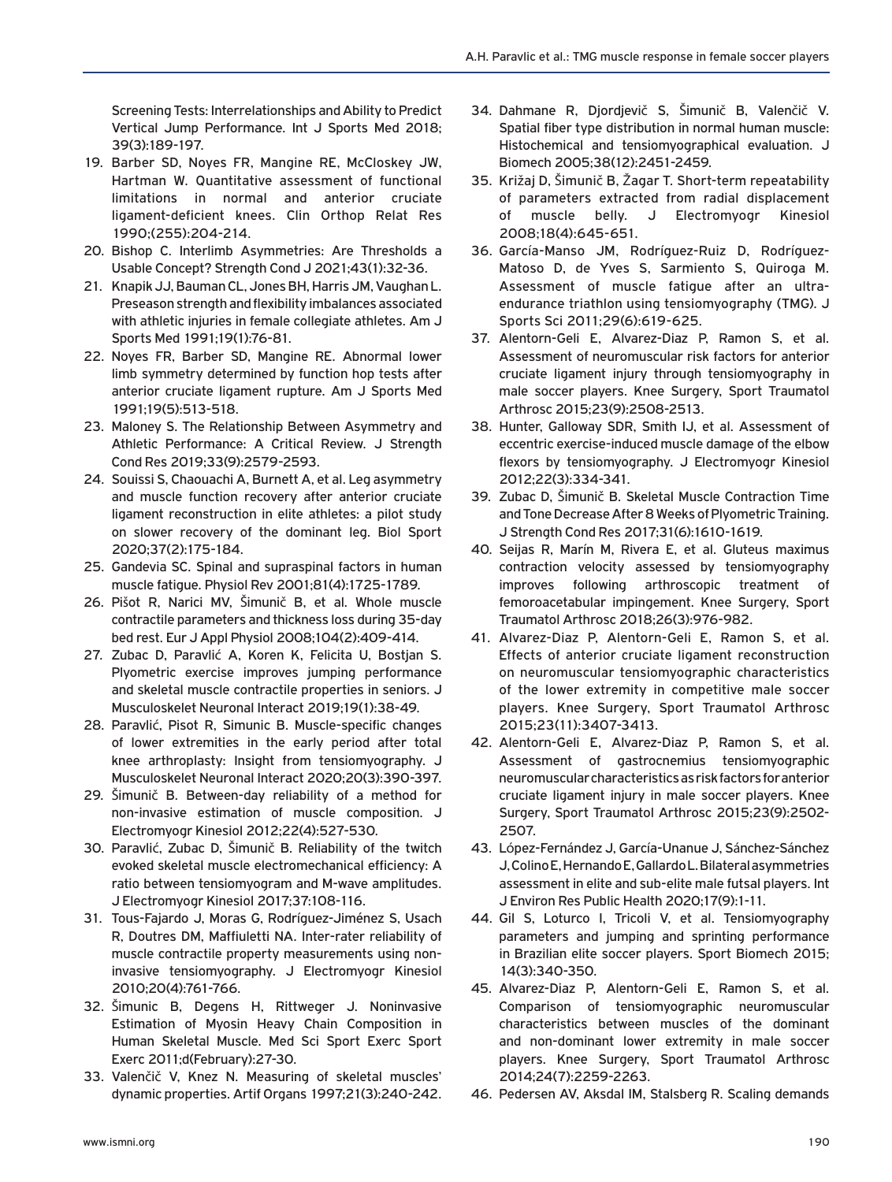Screening Tests: Interrelationships and Ability to Predict Vertical Jump Performance. Int J Sports Med 2018; 39(3):189-197.

19. Barber SD, Noyes FR, Mangine RE, McCloskey JW, Hartman W. Quantitative assessment of functional limitations in normal and anterior cruciate ligament-deficient knees. Clin Orthop Relat Res 1990;(255):204-214.
20. Bishop C. Interlimb Asymmetries: Are Thresholds a Usable Concept? Strength Cond J 2021;43(1):32-36.
21. Knapik JJ, Bauman CL, Jones BH, Harris JM, Vaughan L. Preseason strength and flexibility imbalances associated with athletic injuries in female collegiate athletes. Am J Sports Med 1991;19(1):76-81.
22. Noyes FR, Barber SD, Mangine RE. Abnormal lower limb symmetry determined by function hop tests after anterior cruciate ligament rupture. Am J Sports Med 1991;19(5):513-518.
23. Maloney S. The Relationship Between Asymmetry and Athletic Performance: A Critical Review. J Strength Cond Res 2019;33(9):2579-2593.
24. Souissi S, Chaouachi A, Burnett A, et al. Leg asymmetry and muscle function recovery after anterior cruciate ligament reconstruction in elite athletes: a pilot study on slower recovery of the dominant leg. Biol Sport 2020;37(2):175-184.
25. Gandevia SC. Spinal and supraspinal factors in human muscle fatigue. Physiol Rev 2001;81(4):1725-1789.
26. Pišot R, Narici MV, Šimunič B, et al. Whole muscle contractile parameters and thickness loss during 35-day bed rest. Eur J Appl Physiol 2008;104(2):409-414.
27. Zubac D, Paravlić A, Koren K, Felicita U, Bostjan S. Plyometric exercise improves jumping performance and skeletal muscle contractile properties in seniors. J Musculoskelet Neuronal Interact 2019;19(1):38-49.
28. Paravlić, Pisot R, Simunic B. Muscle-specific changes of lower extremities in the early period after total knee arthroplasty: Insight from tensiomyography. J Musculoskelet Neuronal Interact 2020;20(3):390-397.
29. Šimunič B. Between-day reliability of a method for non-invasive estimation of muscle composition. J Electromyogr Kinesiol 2012;22(4):527-530.
30. Paravlić, Zubac D, Šimunič B. Reliability of the twitch evoked skeletal muscle electromechanical efficiency: A ratio between tensiomyogram and M-wave amplitudes. J Electromyogr Kinesiol 2017;37:108-116.
31. Tous-Fajardo J, Moras G, Rodríguez-Jiménez S, Usach R, Doutres DM, Maffiuletti NA. Inter-rater reliability of muscle contractile property measurements using non-invasive tensiomyography. J Electromyogr Kinesiol 2010;20(4):761-766.
32. Šimunic B, Degens H, Rittweger J. Noninvasive Estimation of Myosin Heavy Chain Composition in Human Skeletal Muscle. Med Sci Sport Exerc Sport Exerc 2011;d(February):27-30.
33. Valenčič V, Knez N. Measuring of skeletal muscles' dynamic properties. Artif Organs 1997;21(3):240-242.
34. Dahmane R, Djordjevič S, Šimunič B, Valenčič V. Spatial fiber type distribution in normal human muscle: Histochemical and tensiomyographical evaluation. J Biomech 2005;38(12):2451-2459.
35. Križaj D, Šimunič B, Žagar T. Short-term repeatability of parameters extracted from radial displacement of muscle belly. J Electromyogr Kinesiol 2008;18(4):645-651.
36. García-Manso JM, Rodríguez-Ruiz D, Rodríguez-Matoso D, de Yves S, Sarmiento S, Quiroga M. Assessment of muscle fatigue after an ultra-endurance triathlon using tensiomyography (TMG). J Sports Sci 2011;29(6):619-625.
37. Alentorn-Geli E, Alvarez-Diaz P, Ramon S, et al. Assessment of neuromuscular risk factors for anterior cruciate ligament injury through tensiomyography in male soccer players. Knee Surgery, Sport Traumatol Arthrosc 2015;23(9):2508-2513.
38. Hunter, Galloway SDR, Smith IJ, et al. Assessment of eccentric exercise-induced muscle damage of the elbow flexors by tensiomyography. J Electromyogr Kinesiol 2012;22(3):334-341.
39. Zubac D, Šimunič B. Skeletal Muscle Contraction Time and Tone Decrease After 8 Weeks of Plyometric Training. J Strength Cond Res 2017;31(6):1610-1619.
40. Seijas R, Marín M, Rivera E, et al. Gluteus maximus contraction velocity assessed by tensiomyography improves following arthroscopic treatment of femoroacetabular impingement. Knee Surgery, Sport Traumatol Arthrosc 2018;26(3):976-982.
41. Alvarez-Diaz P, Alentorn-Geli E, Ramon S, et al. Effects of anterior cruciate ligament reconstruction on neuromuscular tensiomyographic characteristics of the lower extremity in competitive male soccer players. Knee Surgery, Sport Traumatol Arthrosc 2015;23(11):3407-3413.
42. Alentorn-Geli E, Alvarez-Diaz P, Ramon S, et al. Assessment of gastrocnemius tensiomyographic neuromuscular characteristics as risk factors for anterior cruciate ligament injury in male soccer players. Knee Surgery, Sport Traumatol Arthrosc 2015;23(9):2502-2507.
43. López-Fernández J, García-Unanue J, Sánchez-Sánchez J, Colino E, Hernando E, Gallardo L. Bilateral asymmetries assessment in elite and sub-elite male futsal players. Int J Environ Res Public Health 2020;17(9):1-11.
44. Gil S, Loturco I, Tricoli V, et al. Tensiomyography parameters and jumping and sprinting performance in Brazilian elite soccer players. Sport Biomech 2015; 14(3):340-350.
45. Alvarez-Diaz P, Alentorn-Geli E, Ramon S, et al. Comparison of tensiomyographic neuromuscular characteristics between muscles of the dominant and non-dominant lower extremity in male soccer players. Knee Surgery, Sport Traumatol Arthrosc 2014;24(7):2259-2263.
46. Pedersen AV, Aksdal IM, Stalsberg R. Scaling demands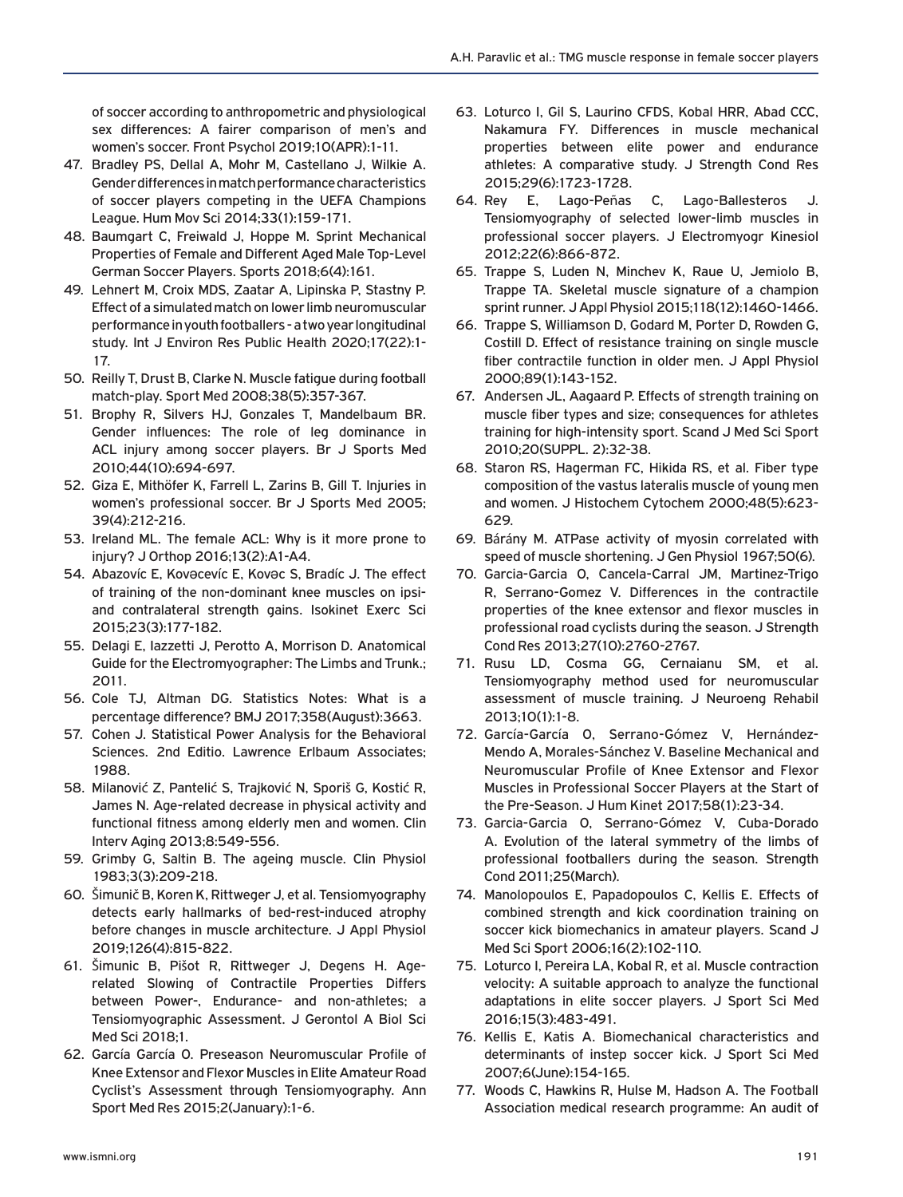of soccer according to anthropometric and physiological sex differences: A fairer comparison of men's and women's soccer. Front Psychol 2019;10(APR):1-11.

47. Bradley PS, Dellal A, Mohr M, Castellano J, Wilkie A. Gender differences in match performance characteristics of soccer players competing in the UEFA Champions League. Hum Mov Sci 2014;33(1):159-171.
48. Baumgart C, Freiwald J, Hoppe M. Sprint Mechanical Properties of Female and Different Aged Male Top-Level German Soccer Players. Sports 2018;6(4):161.
49. Lehnert M, Croix MDS, Zaatar A, Lipinska P, Stastny P. Effect of a simulated match on lower limb neuromuscular performance in youth footballers - a two year longitudinal study. Int J Environ Res Public Health 2020;17(22):1-17.
50. Reilly T, Drust B, Clarke N. Muscle fatigue during football match-play. Sport Med 2008;38(5):357-367.
51. Brophy R, Silvers HJ, Gonzales T, Mandelbaum BR. Gender influences: The role of leg dominance in ACL injury among soccer players. Br J Sports Med 2010;44(10):694-697.
52. Giza E, Mithöfer K, Farrell L, Zarins B, Gill T. Injuries in women's professional soccer. Br J Sports Med 2005; 39(4):212-216.
53. Ireland ML. The female ACL: Why is it more prone to injury? J Orthop 2016;13(2):A1-A4.
54. Abazovíc E, Kovəcevíc E, Kovəc S, Bradíc J. The effect of training of the non-dominant knee muscles on ipsi- and contralateral strength gains. Isokinet Exerc Sci 2015;23(3):177-182.
55. Delagi E, Iazzetti J, Perotto A, Morrison D. Anatomical Guide for the Electromyographer: The Limbs and Trunk.; 2011.
56. Cole TJ, Altman DG. Statistics Notes: What is a percentage difference? BMJ 2017;358(August):3663.
57. Cohen J. Statistical Power Analysis for the Behavioral Sciences. 2nd Editio. Lawrence Erlbaum Associates; 1988.
58. Milanović Z, Pantelić S, Trajković N, Sporiš G, Kostić R, James N. Age-related decrease in physical activity and functional fitness among elderly men and women. Clin Interv Aging 2013;8:549-556.
59. Grimby G, Saltin B. The ageing muscle. Clin Physiol 1983;3(3):209-218.
60. Šimunič B, Koren K, Rittweger J, et al. Tensiomyography detects early hallmarks of bed-rest-induced atrophy before changes in muscle architecture. J Appl Physiol 2019;126(4):815-822.
61. Šimunic B, Pišot R, Rittweger J, Degens H. Age-related Slowing of Contractile Properties Differs between Power-, Endurance- and non-athletes; a Tensiomyographic Assessment. J Gerontol A Biol Sci Med Sci 2018;1.
62. García García O. Preseason Neuromuscular Profile of Knee Extensor and Flexor Muscles in Elite Amateur Road Cyclist's Assessment through Tensiomyography. Ann Sport Med Res 2015;2(January):1-6.
63. Loturco I, Gil S, Laurino CFDS, Kobal HRR, Abad CCC, Nakamura FY. Differences in muscle mechanical properties between elite power and endurance athletes: A comparative study. J Strength Cond Res 2015;29(6):1723-1728.
64. Rey E, Lago-Peñas C, Lago-Ballesteros J. Tensiomyography of selected lower-limb muscles in professional soccer players. J Electromyogr Kinesiol 2012;22(6):866-872.
65. Trappe S, Luden N, Minchev K, Raue U, Jemiolo B, Trappe TA. Skeletal muscle signature of a champion sprint runner. J Appl Physiol 2015;118(12):1460-1466.
66. Trappe S, Williamson D, Godard M, Porter D, Rowden G, Costill D. Effect of resistance training on single muscle fiber contractile function in older men. J Appl Physiol 2000;89(1):143-152.
67. Andersen JL, Aagaard P. Effects of strength training on muscle fiber types and size; consequences for athletes training for high-intensity sport. Scand J Med Sci Sport 2010;20(SUPPL. 2):32-38.
68. Staron RS, Hagerman FC, Hikida RS, et al. Fiber type composition of the vastus lateralis muscle of young men and women. J Histochem Cytochem 2000;48(5):623-629.
69. Bárány M. ATPase activity of myosin correlated with speed of muscle shortening. J Gen Physiol 1967;50(6).
70. Garcia-Garcia O, Cancela-Carral JM, Martinez-Trigo R, Serrano-Gomez V. Differences in the contractile properties of the knee extensor and flexor muscles in professional road cyclists during the season. J Strength Cond Res 2013;27(10):2760-2767.
71. Rusu LD, Cosma GG, Cernaianu SM, et al. Tensiomyography method used for neuromuscular assessment of muscle training. J Neuroeng Rehabil 2013;10(1):1-8.
72. García-García O, Serrano-Gómez V, Hernández-Mendo A, Morales-Sánchez V. Baseline Mechanical and Neuromuscular Profile of Knee Extensor and Flexor Muscles in Professional Soccer Players at the Start of the Pre-Season. J Hum Kinet 2017;58(1):23-34.
73. Garcia-Garcia O, Serrano-Gómez V, Cuba-Dorado A. Evolution of the lateral symmetry of the limbs of professional footballers during the season. Strength Cond 2011;25(March).
74. Manolopoulos E, Papadopoulos C, Kellis E. Effects of combined strength and kick coordination training on soccer kick biomechanics in amateur players. Scand J Med Sci Sport 2006;16(2):102-110.
75. Loturco I, Pereira LA, Kobal R, et al. Muscle contraction velocity: A suitable approach to analyze the functional adaptations in elite soccer players. J Sport Sci Med 2016;15(3):483-491.
76. Kellis E, Katis A. Biomechanical characteristics and determinants of instep soccer kick. J Sport Sci Med 2007;6(June):154-165.
77. Woods C, Hawkins R, Hulse M, Hadson A. The Football Association medical research programme: An audit of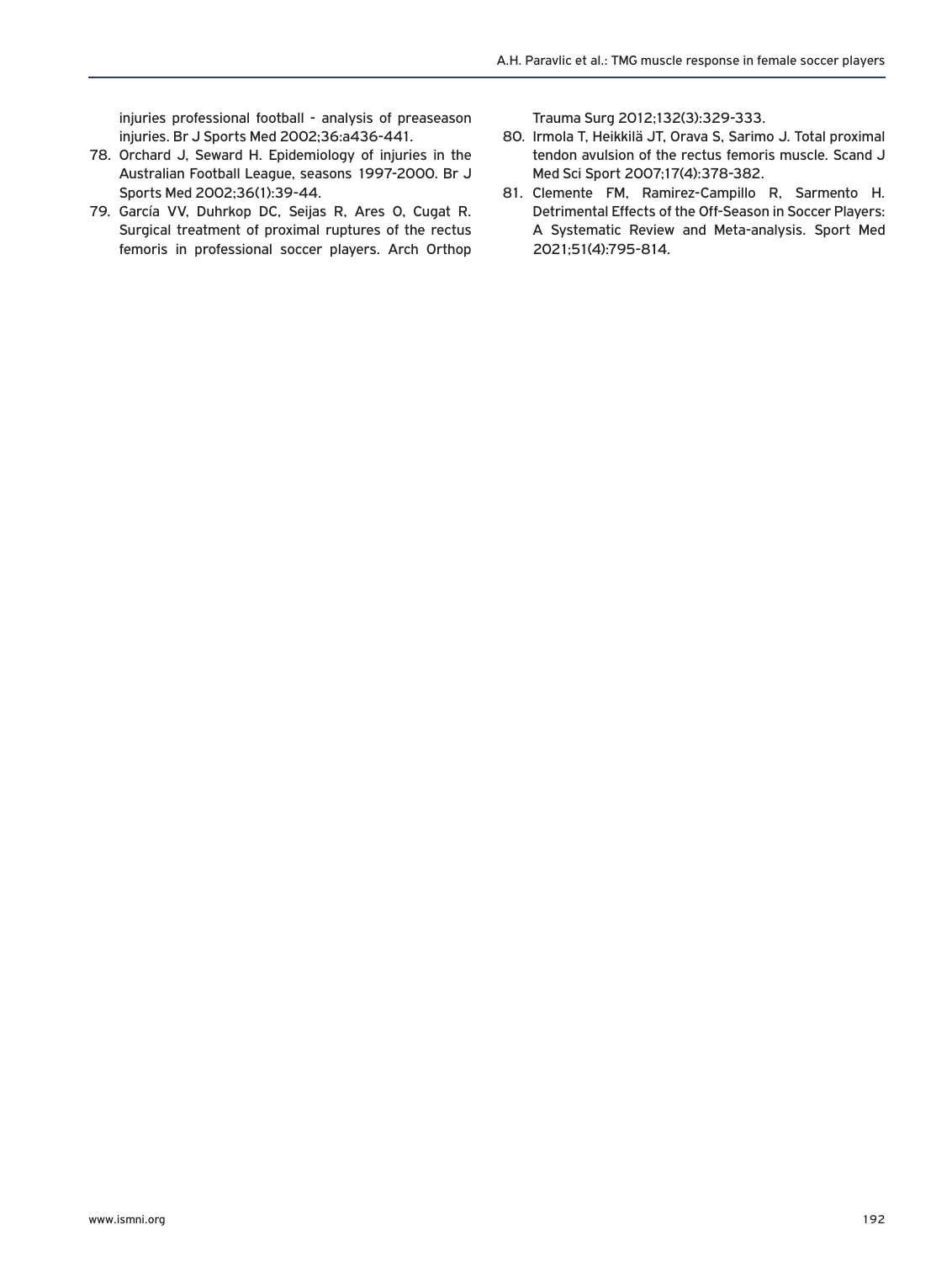injuries professional football - analysis of preaseason injuries. Br J Sports Med 2002;36:a436-441.

78. Orchard J, Seward H. Epidemiology of injuries in the Australian Football League, seasons 1997-2000. Br J Sports Med 2002;36(1):39-44.
79. García VV, Duhrkop DC, Seijas R, Ares O, Cugat R. Surgical treatment of proximal ruptures of the rectus femoris in professional soccer players. Arch Orthop Trauma Surg 2012;132(3):329-333.
80. Irmola T, Heikkilä JT, Orava S, Sarimo J. Total proximal tendon avulsion of the rectus femoris muscle. Scand J Med Sci Sport 2007;17(4):378-382.
81. Clemente FM, Ramirez-Campillo R, Sarmento H. Detrimental Effects of the Off-Season in Soccer Players: A Systematic Review and Meta-analysis. Sport Med 2021;51(4):795-814.